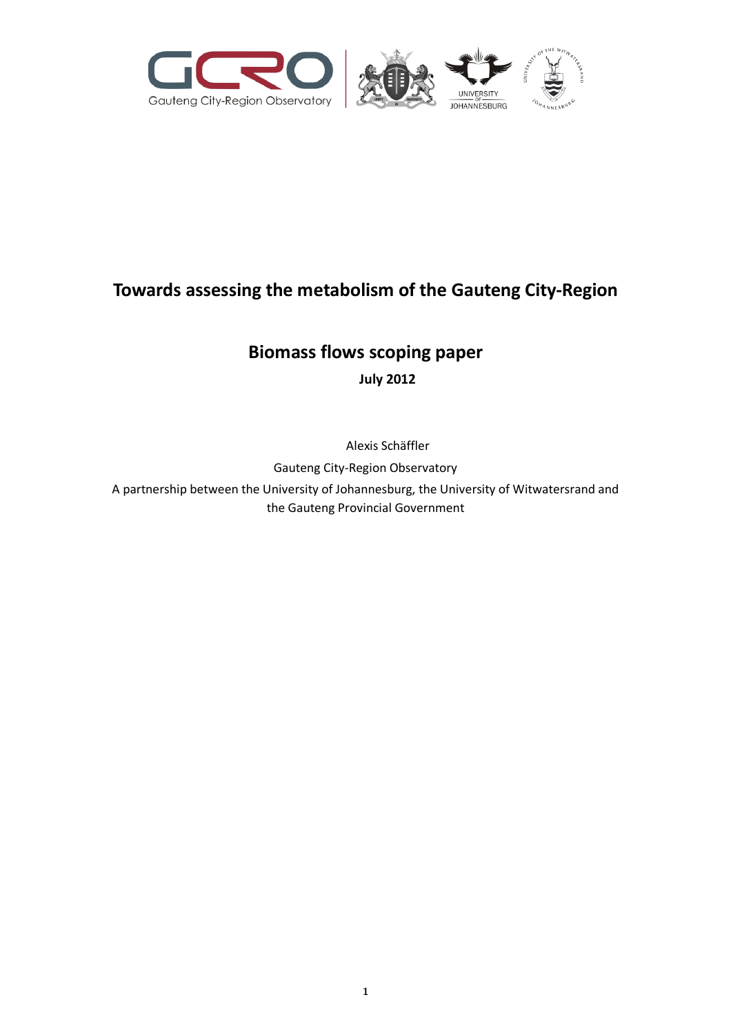# Towards assessing the metabolism of the Gauteng City-Region

## Biomass flows scoping paper

**July 2012**

Alexis Schäffler

Gauteng City-Region Observatory

A partnership between the University of Johannesburg, the University of Witwatersrand and the Gauteng Provincial Government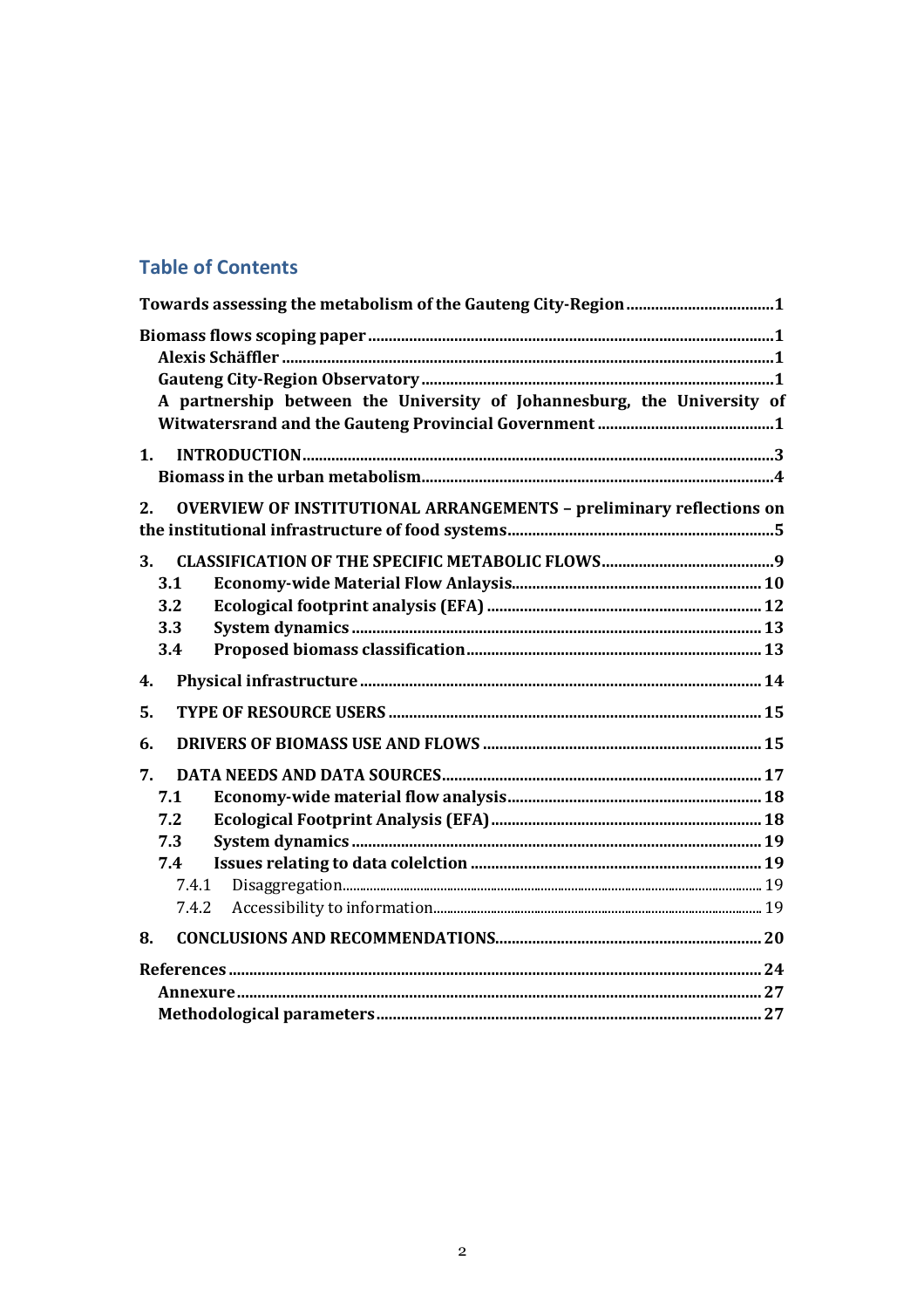## Table of Contents

**Towards assessing the metabolism of the Gauteng City-Region** .................................... **1**

**Biomass flows scoping paper** .................................... **1**
- **Alexis Schäffler** .................................... **1**
- **Gauteng City-Region Observatory** .................................... **1**
- **A partnership between the University of Johannesburg, the University of Witwatersrand and the Gauteng Provincial Government** .................................... **1**

**1. INTRODUCTION** .................................... **3**
- **Biomass in the urban metabolism** .................................... **4**

**2. OVERVIEW OF INSTITUTIONAL ARRANGEMENTS – preliminary reflections on the institutional infrastructure of food systems** .................................... **5**

**3. CLASSIFICATION OF THE SPECIFIC METABOLIC FLOWS** .................................... **9**
- **3.1 Economy-wide Material Flow Anlaysis** .................................... **10**
- **3.2 Ecological footprint analysis (EFA)** .................................... **12**
- **3.3 System dynamics** .................................... **13**
- **3.4 Proposed biomass classification** .................................... **13**

**4. Physical infrastructure** .................................... **14**

**5. TYPE OF RESOURCE USERS** .................................... **15**

**6. DRIVERS OF BIOMASS USE AND FLOWS** .................................... **15**

**7. DATA NEEDS AND DATA SOURCES** .................................... **17**
- **7.1 Economy-wide material flow analysis** .................................... **18**
- **7.2 Ecological Footprint Analysis (EFA)** .................................... **18**
- **7.3 System dynamics** .................................... **19**
- **7.4 Issues relating to data colelction** .................................... **19**
  - 7.4.1 Disaggregation .................................... 19
  - 7.4.2 Accessibility to information .................................... 19

**8. CONCLUSIONS AND RECOMMENDATIONS** .................................... **20**

**References** .................................... **24**
- **Annexure** .................................... **27**
- **Methodological parameters** .................................... **27**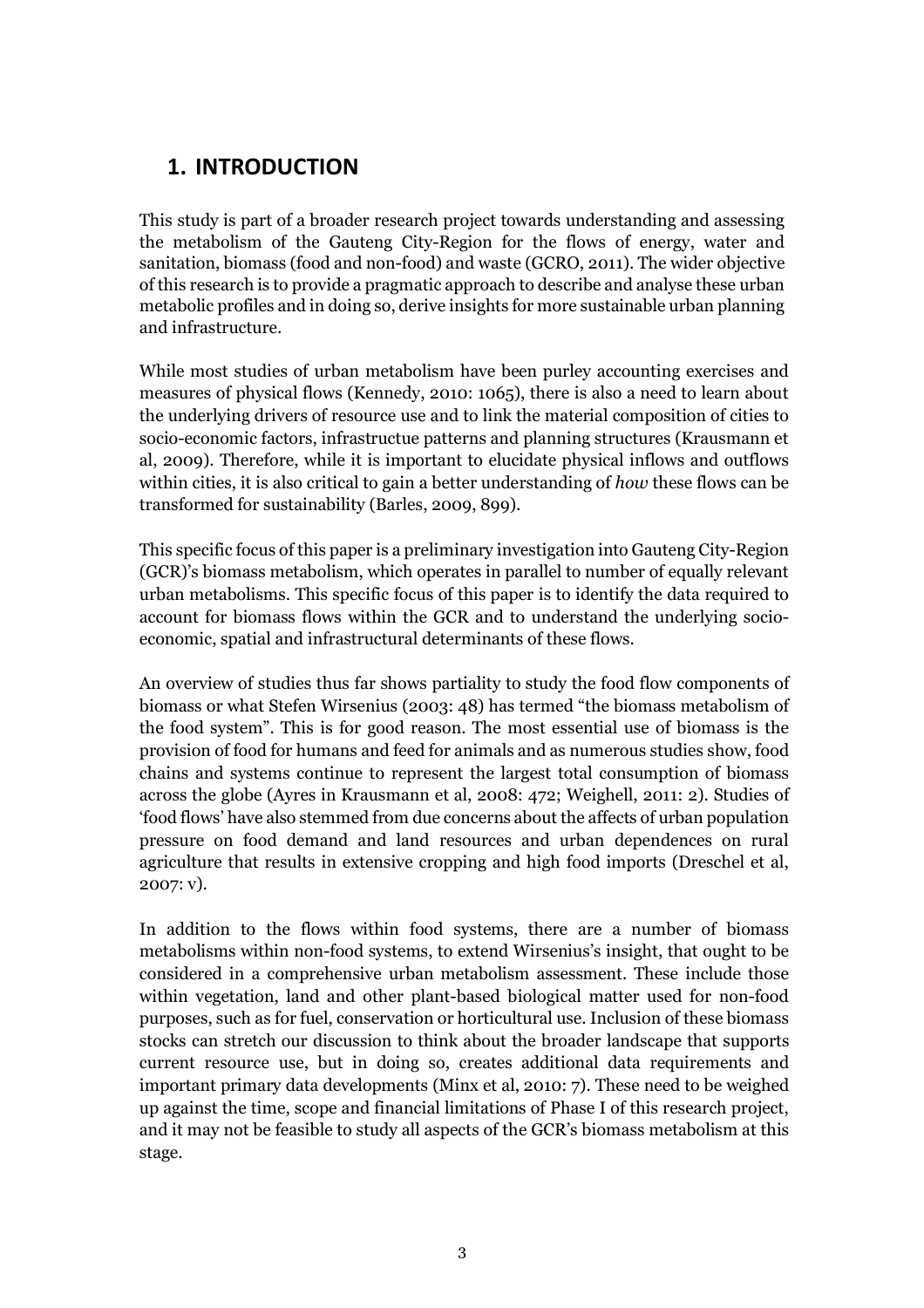# 1. INTRODUCTION

This study is part of a broader research project towards understanding and assessing the metabolism of the Gauteng City-Region for the flows of energy, water and sanitation, biomass (food and non-food) and waste (GCRO, 2011). The wider objective of this research is to provide a pragmatic approach to describe and analyse these urban metabolic profiles and in doing so, derive insights for more sustainable urban planning and infrastructure.

While most studies of urban metabolism have been purley accounting exercises and measures of physical flows (Kennedy, 2010: 1065), there is also a need to learn about the underlying drivers of resource use and to link the material composition of cities to socio-economic factors, infrastructue patterns and planning structures (Krausmann et al, 2009). Therefore, while it is important to elucidate physical inflows and outflows within cities, it is also critical to gain a better understanding of *how* these flows can be transformed for sustainability (Barles, 2009, 899).

This specific focus of this paper is a preliminary investigation into Gauteng City-Region (GCR)'s biomass metabolism, which operates in parallel to number of equally relevant urban metabolisms. This specific focus of this paper is to identify the data required to account for biomass flows within the GCR and to understand the underlying socio-economic, spatial and infrastructural determinants of these flows.

An overview of studies thus far shows partiality to study the food flow components of biomass or what Stefen Wirsenius (2003: 48) has termed "the biomass metabolism of the food system". This is for good reason. The most essential use of biomass is the provision of food for humans and feed for animals and as numerous studies show, food chains and systems continue to represent the largest total consumption of biomass across the globe (Ayres in Krausmann et al, 2008: 472; Weighell, 2011: 2). Studies of 'food flows' have also stemmed from due concerns about the affects of urban population pressure on food demand and land resources and urban dependences on rural agriculture that results in extensive cropping and high food imports (Dreschel et al, 2007: v).

In addition to the flows within food systems, there are a number of biomass metabolisms within non-food systems, to extend Wirsenius's insight, that ought to be considered in a comprehensive urban metabolism assessment. These include those within vegetation, land and other plant-based biological matter used for non-food purposes, such as for fuel, conservation or horticultural use. Inclusion of these biomass stocks can stretch our discussion to think about the broader landscape that supports current resource use, but in doing so, creates additional data requirements and important primary data developments (Minx et al, 2010: 7). These need to be weighed up against the time, scope and financial limitations of Phase I of this research project, and it may not be feasible to study all aspects of the GCR's biomass metabolism at this stage.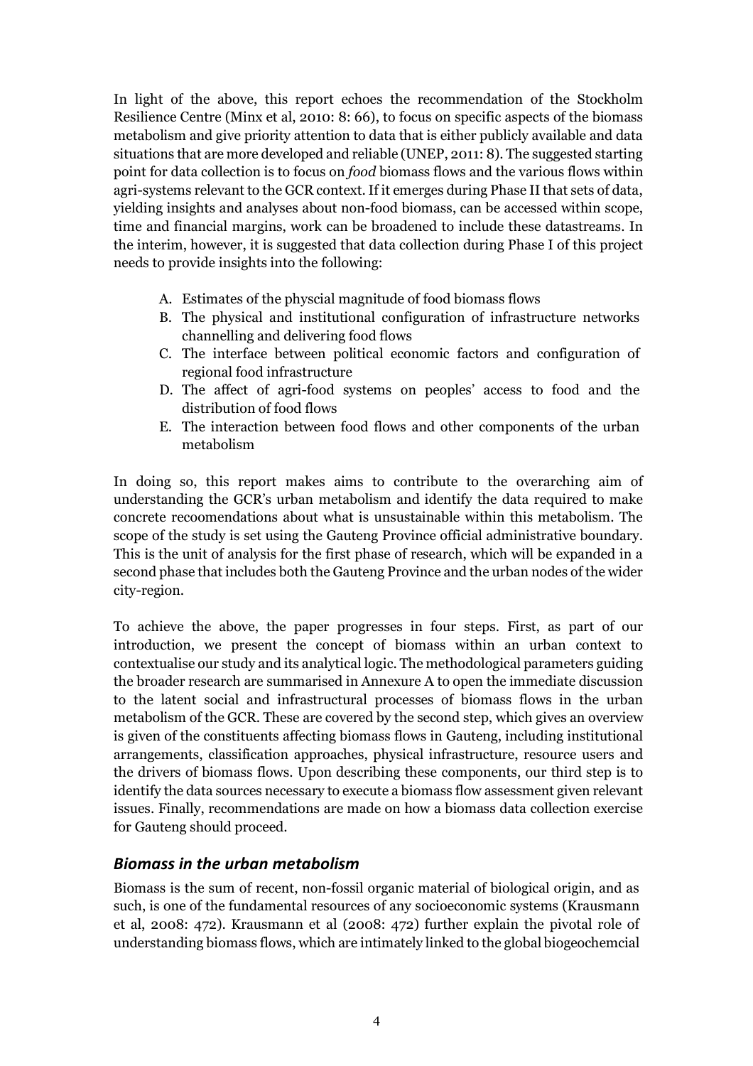In light of the above, this report echoes the recommendation of the Stockholm Resilience Centre (Minx et al, 2010: 8: 66), to focus on specific aspects of the biomass metabolism and give priority attention to data that is either publicly available and data situations that are more developed and reliable (UNEP, 2011: 8). The suggested starting point for data collection is to focus on *food* biomass flows and the various flows within agri-systems relevant to the GCR context. If it emerges during Phase II that sets of data, yielding insights and analyses about non-food biomass, can be accessed within scope, time and financial margins, work can be broadened to include these datastreams. In the interim, however, it is suggested that data collection during Phase I of this project needs to provide insights into the following:

A. Estimates of the physcial magnitude of food biomass flows
B. The physical and institutional configuration of infrastructure networks channelling and delivering food flows
C. The interface between political economic factors and configuration of regional food infrastructure
D. The affect of agri-food systems on peoples' access to food and the distribution of food flows
E. The interaction between food flows and other components of the urban metabolism

In doing so, this report makes aims to contribute to the overarching aim of understanding the GCR's urban metabolism and identify the data required to make concrete recoomendations about what is unsustainable within this metabolism. The scope of the study is set using the Gauteng Province official administrative boundary. This is the unit of analysis for the first phase of research, which will be expanded in a second phase that includes both the Gauteng Province and the urban nodes of the wider city-region.

To achieve the above, the paper progresses in four steps. First, as part of our introduction, we present the concept of biomass within an urban context to contextualise our study and its analytical logic. The methodological parameters guiding the broader research are summarised in Annexure A to open the immediate discussion to the latent social and infrastructural processes of biomass flows in the urban metabolism of the GCR. These are covered by the second step, which gives an overview is given of the constituents affecting biomass flows in Gauteng, including institutional arrangements, classification approaches, physical infrastructure, resource users and the drivers of biomass flows. Upon describing these components, our third step is to identify the data sources necessary to execute a biomass flow assessment given relevant issues. Finally, recommendations are made on how a biomass data collection exercise for Gauteng should proceed.

## *Biomass in the urban metabolism*

Biomass is the sum of recent, non-fossil organic material of biological origin, and as such, is one of the fundamental resources of any socioeconomic systems (Krausmann et al, 2008: 472). Krausmann et al (2008: 472) further explain the pivotal role of understanding biomass flows, which are intimately linked to the global biogeochemcial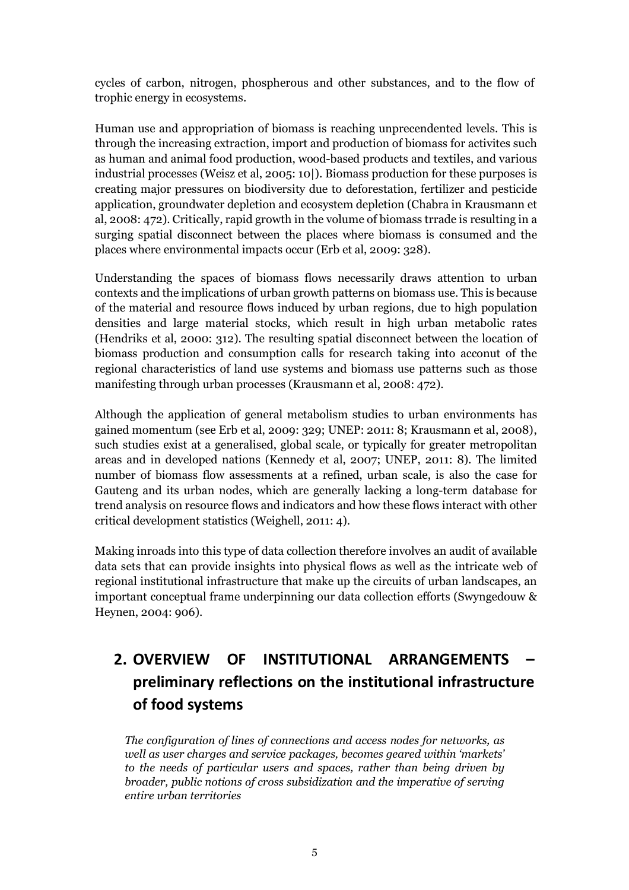cycles of carbon, nitrogen, phospherous and other substances, and to the flow of trophic energy in ecosystems.

Human use and appropriation of biomass is reaching unprecendented levels. This is through the increasing extraction, import and production of biomass for activites such as human and animal food production, wood-based products and textiles, and various industrial processes (Weisz et al, 2005: 10|). Biomass production for these purposes is creating major pressures on biodiversity due to deforestation, fertilizer and pesticide application, groundwater depletion and ecosystem depletion (Chabra in Krausmann et al, 2008: 472). Critically, rapid growth in the volume of biomass trrade is resulting in a surging spatial disconnect between the places where biomass is consumed and the places where environmental impacts occur (Erb et al, 2009: 328).

Understanding the spaces of biomass flows necessarily draws attention to urban contexts and the implications of urban growth patterns on biomass use. This is because of the material and resource flows induced by urban regions, due to high population densities and large material stocks, which result in high urban metabolic rates (Hendriks et al, 2000: 312). The resulting spatial disconnect between the location of biomass production and consumption calls for research taking into acconut of the regional characteristics of land use systems and biomass use patterns such as those manifesting through urban processes (Krausmann et al, 2008: 472).

Although the application of general metabolism studies to urban environments has gained momentum (see Erb et al, 2009: 329; UNEP: 2011: 8; Krausmann et al, 2008), such studies exist at a generalised, global scale, or typically for greater metropolitan areas and in developed nations (Kennedy et al, 2007; UNEP, 2011: 8). The limited number of biomass flow assessments at a refined, urban scale, is also the case for Gauteng and its urban nodes, which are generally lacking a long-term database for trend analysis on resource flows and indicators and how these flows interact with other critical development statistics (Weighell, 2011: 4).

Making inroads into this type of data collection therefore involves an audit of available data sets that can provide insights into physical flows as well as the intricate web of regional institutional infrastructure that make up the circuits of urban landscapes, an important conceptual frame underpinning our data collection efforts (Swyngedouw & Heynen, 2004: 906).

## 2. OVERVIEW OF INSTITUTIONAL ARRANGEMENTS – preliminary reflections on the institutional infrastructure of food systems

> *The configuration of lines of connections and access nodes for networks, as well as user charges and service packages, becomes geared within 'markets' to the needs of particular users and spaces, rather than being driven by broader, public notions of cross subsidization and the imperative of serving entire urban territories*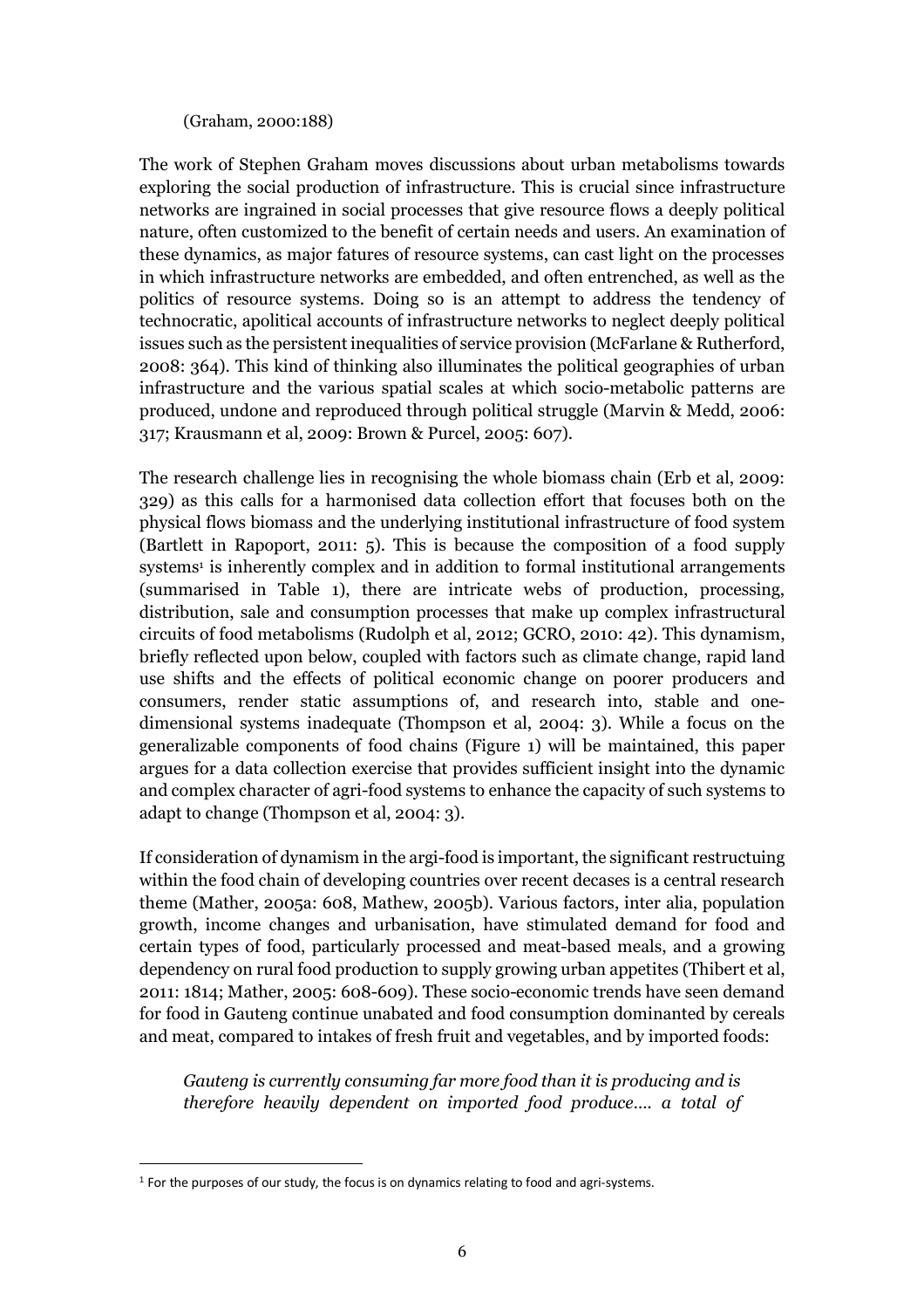(Graham, 2000:188)

The work of Stephen Graham moves discussions about urban metabolisms towards exploring the social production of infrastructure. This is crucial since infrastructure networks are ingrained in social processes that give resource flows a deeply political nature, often customized to the benefit of certain needs and users. An examination of these dynamics, as major fatures of resource systems, can cast light on the processes in which infrastructure networks are embedded, and often entrenched, as well as the politics of resource systems. Doing so is an attempt to address the tendency of technocratic, apolitical accounts of infrastructure networks to neglect deeply political issues such as the persistent inequalities of service provision (McFarlane & Rutherford, 2008: 364). This kind of thinking also illuminates the political geographies of urban infrastructure and the various spatial scales at which socio-metabolic patterns are produced, undone and reproduced through political struggle (Marvin & Medd, 2006: 317; Krausmann et al, 2009: Brown & Purcel, 2005: 607).

The research challenge lies in recognising the whole biomass chain (Erb et al, 2009: 329) as this calls for a harmonised data collection effort that focuses both on the physical flows biomass and the underlying institutional infrastructure of food system (Bartlett in Rapoport, 2011: 5). This is because the composition of a food supply systems[1] is inherently complex and in addition to formal institutional arrangements (summarised in Table 1), there are intricate webs of production, processing, distribution, sale and consumption processes that make up complex infrastructural circuits of food metabolisms (Rudolph et al, 2012; GCRO, 2010: 42). This dynamism, briefly reflected upon below, coupled with factors such as climate change, rapid land use shifts and the effects of political economic change on poorer producers and consumers, render static assumptions of, and research into, stable and one-dimensional systems inadequate (Thompson et al, 2004: 3). While a focus on the generalizable components of food chains (Figure 1) will be maintained, this paper argues for a data collection exercise that provides sufficient insight into the dynamic and complex character of agri-food systems to enhance the capacity of such systems to adapt to change (Thompson et al, 2004: 3).

If consideration of dynamism in the argi-food is important, the significant restructuing within the food chain of developing countries over recent decases is a central research theme (Mather, 2005a: 608, Mathew, 2005b). Various factors, inter alia, population growth, income changes and urbanisation, have stimulated demand for food and certain types of food, particularly processed and meat-based meals, and a growing dependency on rural food production to supply growing urban appetites (Thibert et al, 2011: 1814; Mather, 2005: 608-609). These socio-economic trends have seen demand for food in Gauteng continue unabated and food consumption dominanted by cereals and meat, compared to intakes of fresh fruit and vegetables, and by imported foods:

> *Gauteng is currently consuming far more food than it is producing and is therefore heavily dependent on imported food produce…. a total of*

[1] For the purposes of our study, the focus is on dynamics relating to food and agri-systems.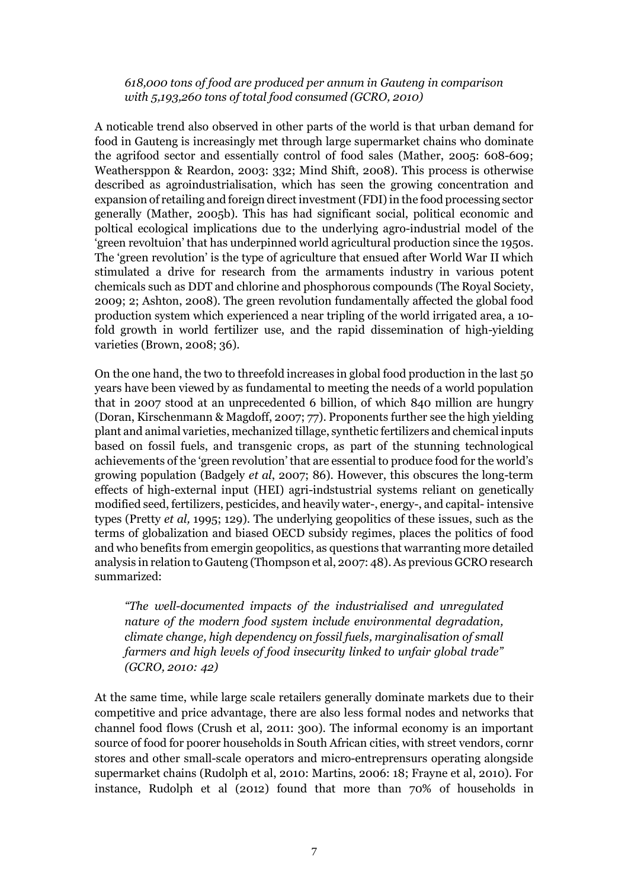*618,000 tons of food are produced per annum in Gauteng in comparison with 5,193,260 tons of total food consumed (GCRO, 2010)*

A noticable trend also observed in other parts of the world is that urban demand for food in Gauteng is increasingly met through large supermarket chains who dominate the agrifood sector and essentially control of food sales (Mather, 2005: 608-609; Weathersppon & Reardon, 2003: 332; Mind Shift, 2008). This process is otherwise described as agroindustrialisation, which has seen the growing concentration and expansion of retailing and foreign direct investment (FDI) in the food processing sector generally (Mather, 2005b). This has had significant social, political economic and poltical ecological implications due to the underlying agro-industrial model of the 'green revoltuion' that has underpinned world agricultural production since the 1950s. The 'green revolution' is the type of agriculture that ensued after World War II which stimulated a drive for research from the armaments industry in various potent chemicals such as DDT and chlorine and phosphorous compounds (The Royal Society, 2009; 2; Ashton, 2008). The green revolution fundamentally affected the global food production system which experienced a near tripling of the world irrigated area, a 10-fold growth in world fertilizer use, and the rapid dissemination of high-yielding varieties (Brown, 2008; 36).

On the one hand, the two to threefold increases in global food production in the last 50 years have been viewed by as fundamental to meeting the needs of a world population that in 2007 stood at an unprecedented 6 billion, of which 840 million are hungry (Doran, Kirschenmann & Magdoff, 2007; 77). Proponents further see the high yielding plant and animal varieties, mechanized tillage, synthetic fertilizers and chemical inputs based on fossil fuels, and transgenic crops, as part of the stunning technological achievements of the 'green revolution' that are essential to produce food for the world's growing population (Badgely *et al*, 2007; 86). However, this obscures the long-term effects of high-external input (HEI) agri-indstustrial systems reliant on genetically modified seed, fertilizers, pesticides, and heavily water-, energy-, and capital- intensive types (Pretty *et al,* 1995; 129). The underlying geopolitics of these issues, such as the terms of globalization and biased OECD subsidy regimes, places the politics of food and who benefits from emergin geopolitics, as questions that warranting more detailed analysis in relation to Gauteng (Thompson et al, 2007: 48). As previous GCRO research summarized:

*"The well-documented impacts of the industrialised and unregulated nature of the modern food system include environmental degradation, climate change, high dependency on fossil fuels, marginalisation of small farmers and high levels of food insecurity linked to unfair global trade" (GCRO, 2010: 42)*

At the same time, while large scale retailers generally dominate markets due to their competitive and price advantage, there are also less formal nodes and networks that channel food flows (Crush et al, 2011: 300). The informal economy is an important source of food for poorer households in South African cities, with street vendors, cornr stores and other small-scale operators and micro-entreprensurs operating alongside supermarket chains (Rudolph et al, 2010: Martins, 2006: 18; Frayne et al, 2010). For instance, Rudolph et al (2012) found that more than 70% of households in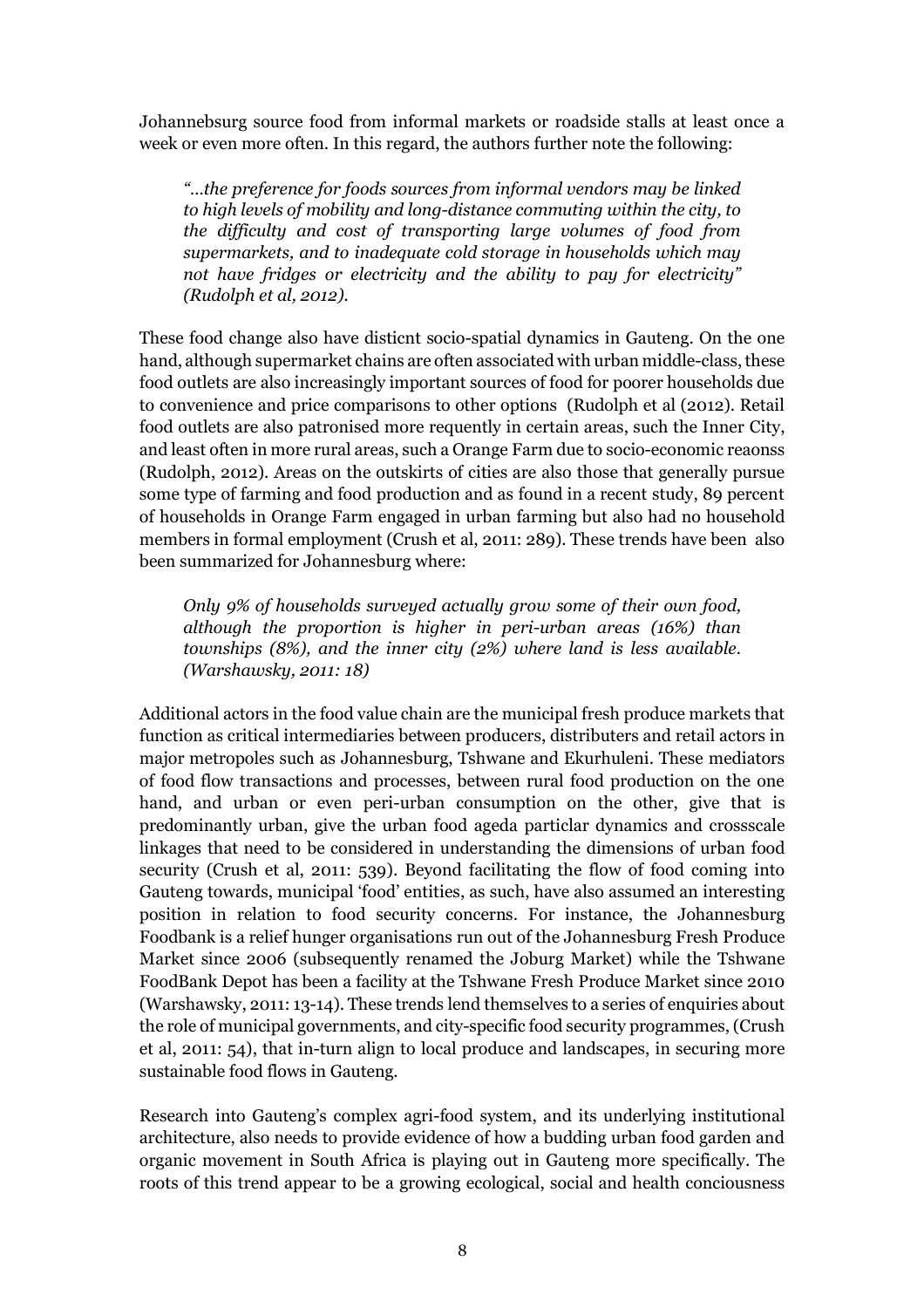Johannebsurg source food from informal markets or roadside stalls at least once a week or even more often. In this regard, the authors further note the following:

> *"…the preference for foods sources from informal vendors may be linked to high levels of mobility and long-distance commuting within the city, to the difficulty and cost of transporting large volumes of food from supermarkets, and to inadequate cold storage in households which may not have fridges or electricity and the ability to pay for electricity" (Rudolph et al, 2012).*

These food change also have disticnt socio-spatial dynamics in Gauteng. On the one hand, although supermarket chains are often associated with urban middle-class, these food outlets are also increasingly important sources of food for poorer households due to convenience and price comparisons to other options (Rudolph et al (2012). Retail food outlets are also patronised more requently in certain areas, such the Inner City, and least often in more rural areas, such a Orange Farm due to socio-economic reaonss (Rudolph, 2012). Areas on the outskirts of cities are also those that generally pursue some type of farming and food production and as found in a recent study, 89 percent of households in Orange Farm engaged in urban farming but also had no household members in formal employment (Crush et al, 2011: 289). These trends have been also been summarized for Johannesburg where:

> *Only 9% of households surveyed actually grow some of their own food, although the proportion is higher in peri-urban areas (16%) than townships (8%), and the inner city (2%) where land is less available. (Warshawsky, 2011: 18)*

Additional actors in the food value chain are the municipal fresh produce markets that function as critical intermediaries between producers, distributers and retail actors in major metropoles such as Johannesburg, Tshwane and Ekurhuleni. These mediators of food flow transactions and processes, between rural food production on the one hand, and urban or even peri-urban consumption on the other, give that is predominantly urban, give the urban food ageda particlar dynamics and crossscale linkages that need to be considered in understanding the dimensions of urban food security (Crush et al, 2011: 539). Beyond facilitating the flow of food coming into Gauteng towards, municipal 'food' entities, as such, have also assumed an interesting position in relation to food security concerns. For instance, the Johannesburg Foodbank is a relief hunger organisations run out of the Johannesburg Fresh Produce Market since 2006 (subsequently renamed the Joburg Market) while the Tshwane FoodBank Depot has been a facility at the Tshwane Fresh Produce Market since 2010 (Warshawsky, 2011: 13-14). These trends lend themselves to a series of enquiries about the role of municipal governments, and city-specific food security programmes, (Crush et al, 2011: 54), that in-turn align to local produce and landscapes, in securing more sustainable food flows in Gauteng.

Research into Gauteng's complex agri-food system, and its underlying institutional architecture, also needs to provide evidence of how a budding urban food garden and organic movement in South Africa is playing out in Gauteng more specifically. The roots of this trend appear to be a growing ecological, social and health conciousness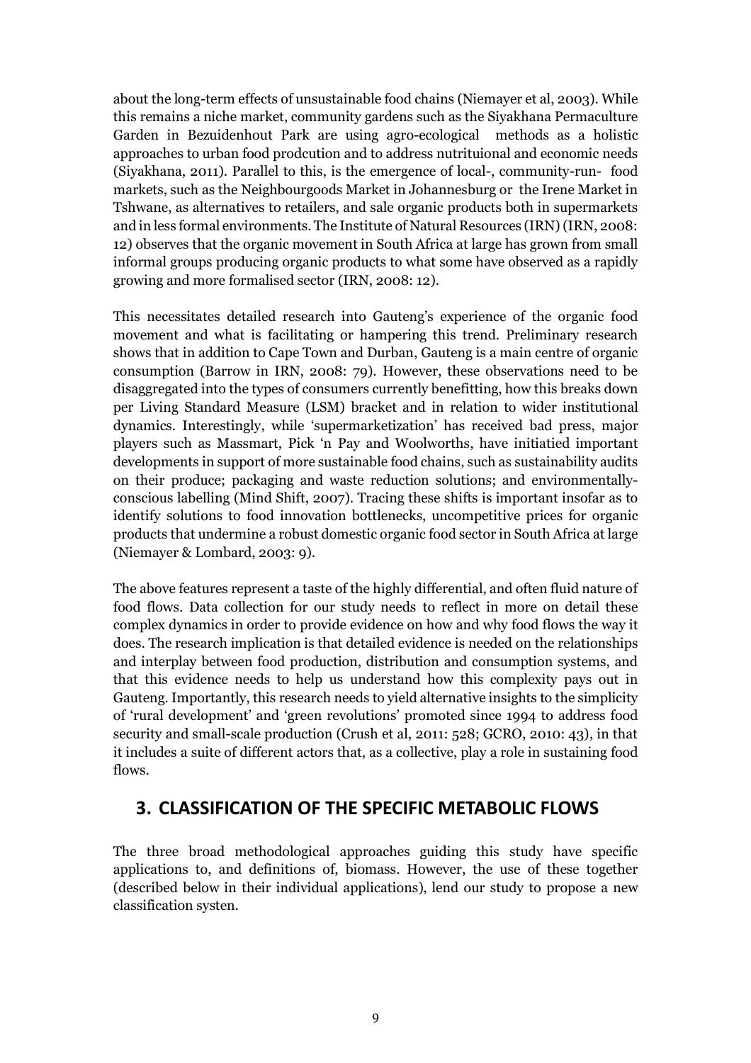about the long-term effects of unsustainable food chains (Niemayer et al, 2003). While this remains a niche market, community gardens such as the Siyakhana Permaculture Garden in Bezuidenhout Park are using agro-ecological methods as a holistic approaches to urban food prodcution and to address nutrituional and economic needs (Siyakhana, 2011). Parallel to this, is the emergence of local-, community-run- food markets, such as the Neighbourgoods Market in Johannesburg or the Irene Market in Tshwane, as alternatives to retailers, and sale organic products both in supermarkets and in less formal environments. The Institute of Natural Resources (IRN) (IRN, 2008: 12) observes that the organic movement in South Africa at large has grown from small informal groups producing organic products to what some have observed as a rapidly growing and more formalised sector (IRN, 2008: 12).

This necessitates detailed research into Gauteng's experience of the organic food movement and what is facilitating or hampering this trend. Preliminary research shows that in addition to Cape Town and Durban, Gauteng is a main centre of organic consumption (Barrow in IRN, 2008: 79). However, these observations need to be disaggregated into the types of consumers currently benefitting, how this breaks down per Living Standard Measure (LSM) bracket and in relation to wider institutional dynamics. Interestingly, while 'supermarketization' has received bad press, major players such as Massmart, Pick 'n Pay and Woolworths, have initiatied important developments in support of more sustainable food chains, such as sustainability audits on their produce; packaging and waste reduction solutions; and environmentally-conscious labelling (Mind Shift, 2007). Tracing these shifts is important insofar as to identify solutions to food innovation bottlenecks, uncompetitive prices for organic products that undermine a robust domestic organic food sector in South Africa at large (Niemayer & Lombard, 2003: 9).

The above features represent a taste of the highly differential, and often fluid nature of food flows. Data collection for our study needs to reflect in more on detail these complex dynamics in order to provide evidence on how and why food flows the way it does. The research implication is that detailed evidence is needed on the relationships and interplay between food production, distribution and consumption systems, and that this evidence needs to help us understand how this complexity pays out in Gauteng. Importantly, this research needs to yield alternative insights to the simplicity of 'rural development' and 'green revolutions' promoted since 1994 to address food security and small-scale production (Crush et al, 2011: 528; GCRO, 2010: 43), in that it includes a suite of different actors that, as a collective, play a role in sustaining food flows.

## 3. CLASSIFICATION OF THE SPECIFIC METABOLIC FLOWS

The three broad methodological approaches guiding this study have specific applications to, and definitions of, biomass. However, the use of these together (described below in their individual applications), lend our study to propose a new classification systen.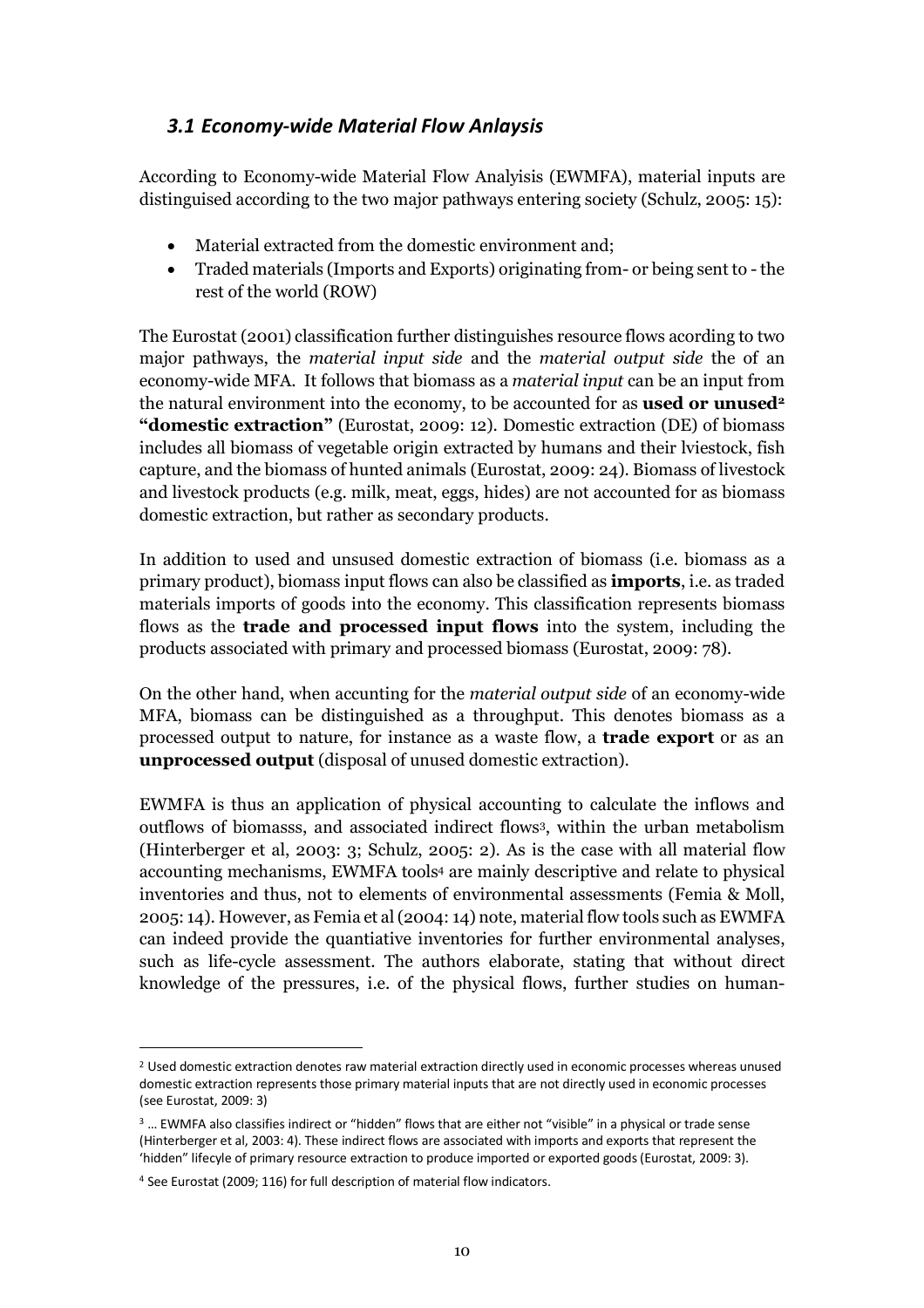## *3.1 Economy-wide Material Flow Anlaysis*

According to Economy-wide Material Flow Analyisis (EWMFA), material inputs are distinguised according to the two major pathways entering society (Schulz, 2005: 15):

- Material extracted from the domestic environment and;
- Traded materials (Imports and Exports) originating from- or being sent to - the rest of the world (ROW)

The Eurostat (2001) classification further distinguishes resource flows acording to two major pathways, the *material input side* and the *material output side* the of an economy-wide MFA. It follows that biomass as a *material input* can be an input from the natural environment into the economy, to be accounted for as **used or unused**[2] **"domestic extraction"** (Eurostat, 2009: 12). Domestic extraction (DE) of biomass includes all biomass of vegetable origin extracted by humans and their lviestock, fish capture, and the biomass of hunted animals (Eurostat, 2009: 24). Biomass of livestock and livestock products (e.g. milk, meat, eggs, hides) are not accounted for as biomass domestic extraction, but rather as secondary products.

In addition to used and unsused domestic extraction of biomass (i.e. biomass as a primary product), biomass input flows can also be classified as **imports**, i.e. as traded materials imports of goods into the economy. This classification represents biomass flows as the **trade and processed input flows** into the system, including the products associated with primary and processed biomass (Eurostat, 2009: 78).

On the other hand, when accunting for the *material output side* of an economy-wide MFA, biomass can be distinguished as a throughput. This denotes biomass as a processed output to nature, for instance as a waste flow, a **trade export** or as an **unprocessed output** (disposal of unused domestic extraction).

EWMFA is thus an application of physical accounting to calculate the inflows and outflows of biomasss, and associated indirect flows[3], within the urban metabolism (Hinterberger et al, 2003: 3; Schulz, 2005: 2). As is the case with all material flow accounting mechanisms, EWMFA tools[4] are mainly descriptive and relate to physical inventories and thus, not to elements of environmental assessments (Femia & Moll, 2005: 14). However, as Femia et al (2004: 14) note, material flow tools such as EWMFA can indeed provide the quantiative inventories for further environmental analyses, such as life-cycle assessment. The authors elaborate, stating that without direct knowledge of the pressures, i.e. of the physical flows, further studies on human-

---

[2] Used domestic extraction denotes raw material extraction directly used in economic processes whereas unused domestic extraction represents those primary material inputs that are not directly used in economic processes (see Eurostat, 2009: 3)

[3] … EWMFA also classifies indirect or "hidden" flows that are either not "visible" in a physical or trade sense (Hinterberger et al, 2003: 4). These indirect flows are associated with imports and exports that represent the 'hidden" lifecyle of primary resource extraction to produce imported or exported goods (Eurostat, 2009: 3).

[4] See Eurostat (2009; 116) for full description of material flow indicators.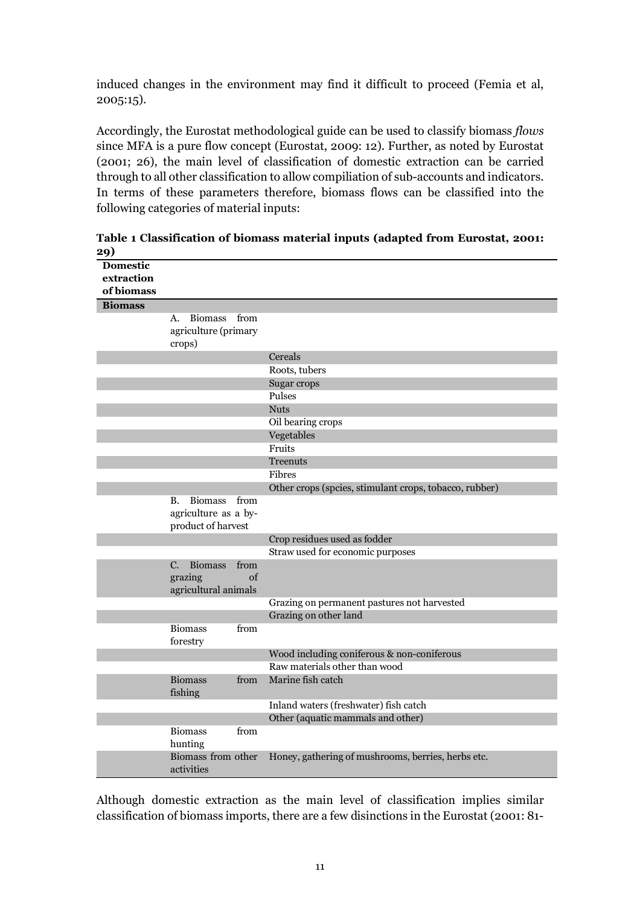induced changes in the environment may find it difficult to proceed (Femia et al, 2005:15).

Accordingly, the Eurostat methodological guide can be used to classify biomass *flows* since MFA is a pure flow concept (Eurostat, 2009: 12). Further, as noted by Eurostat (2001; 26), the main level of classification of domestic extraction can be carried through to all other classification to allow compiliation of sub-accounts and indicators. In terms of these parameters therefore, biomass flows can be classified into the following categories of material inputs:

**Table 1 Classification of biomass material inputs (adapted from Eurostat, 2001: 29)**

| Domestic extraction of biomass | | |
|---|---|---|
| **Biomass** | | |
| | A. Biomass from agriculture (primary crops) | |
| | | Cereals |
| | | Roots, tubers |
| | | Sugar crops |
| | | Pulses |
| | | Nuts |
| | | Oil bearing crops |
| | | Vegetables |
| | | Fruits |
| | | Treenuts |
| | | Fibres |
| | | Other crops (spcies, stimulant crops, tobacco, rubber) |
| | B. Biomass from agriculture as a by-product of harvest | |
| | | Crop residues used as fodder |
| | | Straw used for economic purposes |
| | C. Biomass from grazing of agricultural animals | |
| | | Grazing on permanent pastures not harvested |
| | | Grazing on other land |
| | Biomass from forestry | |
| | | Wood including coniferous & non-coniferous |
| | | Raw materials other than wood |
| | Biomass from fishing | Marine fish catch |
| | | Inland waters (freshwater) fish catch |
| | | Other (aquatic mammals and other) |
| | Biomass from hunting | |
| | Biomass from other activities | Honey, gathering of mushrooms, berries, herbs etc. |

Although domestic extraction as the main level of classification implies similar classification of biomass imports, there are a few disinctions in the Eurostat (2001: 81-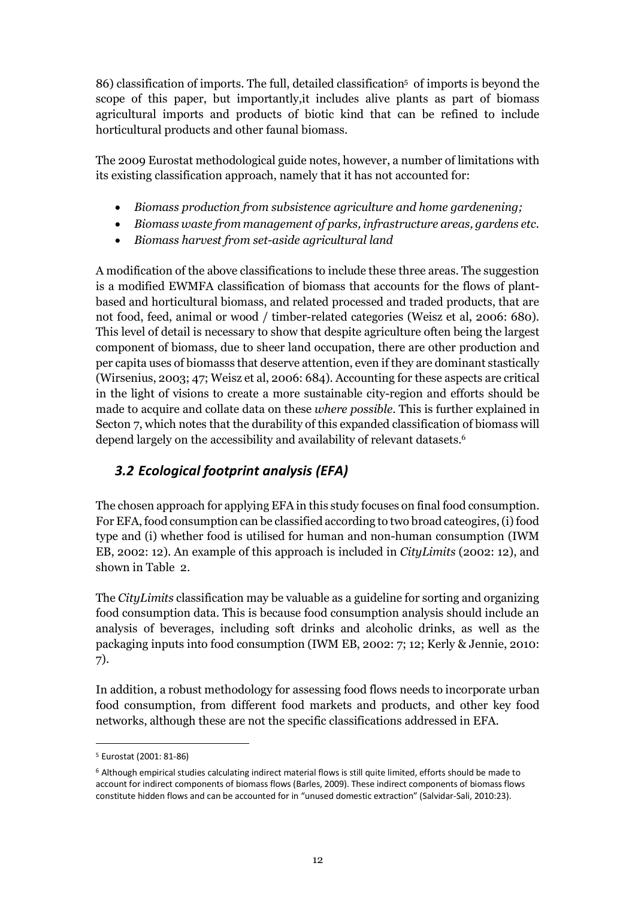86) classification of imports. The full, detailed classification[5] of imports is beyond the scope of this paper, but importantly,it includes alive plants as part of biomass agricultural imports and products of biotic kind that can be refined to include horticultural products and other faunal biomass.

The 2009 Eurostat methodological guide notes, however, a number of limitations with its existing classification approach, namely that it has not accounted for:

- *Biomass production from subsistence agriculture and home gardenening;*
- *Biomass waste from management of parks, infrastructure areas, gardens etc.*
- *Biomass harvest from set-aside agricultural land*

A modification of the above classifications to include these three areas. The suggestion is a modified EWMFA classification of biomass that accounts for the flows of plant-based and horticultural biomass, and related processed and traded products, that are not food, feed, animal or wood / timber-related categories (Weisz et al, 2006: 680). This level of detail is necessary to show that despite agriculture often being the largest component of biomass, due to sheer land occupation, there are other production and per capita uses of biomasss that deserve attention, even if they are dominant stastically (Wirsenius, 2003; 47; Weisz et al, 2006: 684). Accounting for these aspects are critical in the light of visions to create a more sustainable city-region and efforts should be made to acquire and collate data on these *where possible*. This is further explained in Secton 7, which notes that the durability of this expanded classification of biomass will depend largely on the accessibility and availability of relevant datasets.[6]

## *3.2 Ecological footprint analysis (EFA)*

The chosen approach for applying EFA in this study focuses on final food consumption. For EFA, food consumption can be classified according to two broad cateogires, (i) food type and (i) whether food is utilised for human and non-human consumption (IWM EB, 2002: 12). An example of this approach is included in *CityLimits* (2002: 12), and shown in Table 2.

The *CityLimits* classification may be valuable as a guideline for sorting and organizing food consumption data. This is because food consumption analysis should include an analysis of beverages, including soft drinks and alcoholic drinks, as well as the packaging inputs into food consumption (IWM EB, 2002: 7; 12; Kerly & Jennie, 2010: 7).

In addition, a robust methodology for assessing food flows needs to incorporate urban food consumption, from different food markets and products, and other key food networks, although these are not the specific classifications addressed in EFA.

---

[5] Eurostat (2001: 81-86)

[6] Although empirical studies calculating indirect material flows is still quite limited, efforts should be made to account for indirect components of biomass flows (Barles, 2009). These indirect components of biomass flows constitute hidden flows and can be accounted for in "unused domestic extraction" (Salvidar-Sali, 2010:23).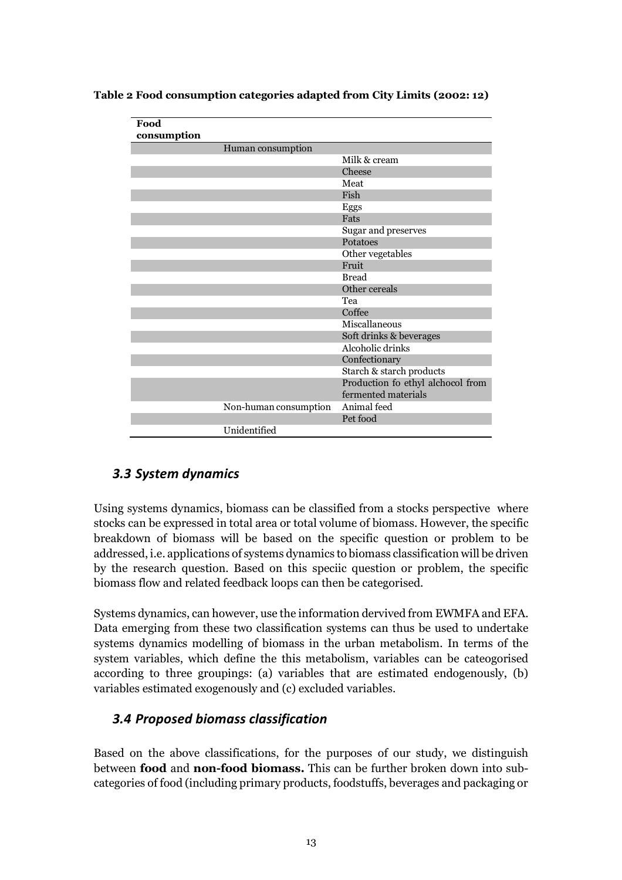**Table 2 Food consumption categories adapted from City Limits (2002: 12)**

| Food consumption | | |
|---|---|---|
| | Human consumption | |
| | | Milk & cream |
| | | Cheese |
| | | Meat |
| | | Fish |
| | | Eggs |
| | | Fats |
| | | Sugar and preserves |
| | | Potatoes |
| | | Other vegetables |
| | | Fruit |
| | | Bread |
| | | Other cereals |
| | | Tea |
| | | Coffee |
| | | Miscallaneous |
| | | Soft drinks & beverages |
| | | Alcoholic drinks |
| | | Confectionary |
| | | Starch & starch products |
| | | Production fo ethyl alchocol from fermented materials |
| | Non-human consumption | Animal feed |
| | | Pet food |
| | Unidentified | |

## *3.3 System dynamics*

Using systems dynamics, biomass can be classified from a stocks perspective where stocks can be expressed in total area or total volume of biomass. However, the specific breakdown of biomass will be based on the specific question or problem to be addressed, i.e. applications of systems dynamics to biomass classification will be driven by the research question. Based on this speciic question or problem, the specific biomass flow and related feedback loops can then be categorised.

Systems dynamics, can however, use the information dervived from EWMFA and EFA. Data emerging from these two classification systems can thus be used to undertake systems dynamics modelling of biomass in the urban metabolism. In terms of the system variables, which define the this metabolism, variables can be cateogorised according to three groupings: (a) variables that are estimated endogenously, (b) variables estimated exogenously and (c) excluded variables.

## *3.4 Proposed biomass classification*

Based on the above classifications, for the purposes of our study, we distinguish between **food** and **non-food biomass.** This can be further broken down into sub-categories of food (including primary products, foodstuffs, beverages and packaging or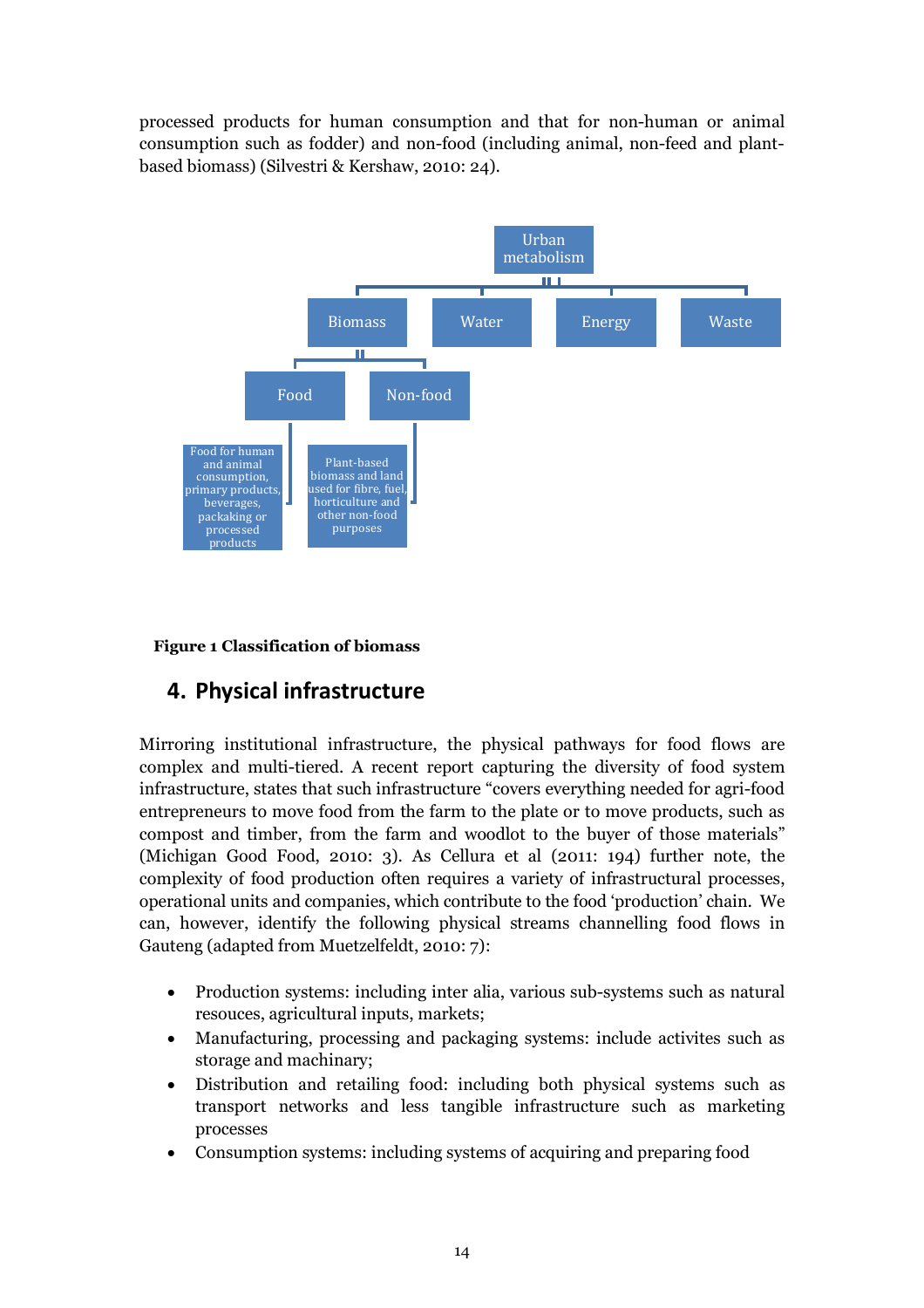processed products for human consumption and that for non-human or animal consumption such as fodder) and non-food (including animal, non-feed and plant-based biomass) (Silvestri & Kershaw, 2010: 24).

Urban metabolism

Biomass | Water | Energy | Waste

Food | Non-food

Food for human and animal consumption, primary products, beverages, packaking or processed products

Plant-based biomass and land used for fibre, fuel, horticulture and other non-food purposes

**Figure 1 Classification of biomass**

## 4. Physical infrastructure

Mirroring institutional infrastructure, the physical pathways for food flows are complex and multi-tiered. A recent report capturing the diversity of food system infrastructure, states that such infrastructure "covers everything needed for agri-food entrepreneurs to move food from the farm to the plate or to move products, such as compost and timber, from the farm and woodlot to the buyer of those materials" (Michigan Good Food, 2010: 3). As Cellura et al (2011: 194) further note, the complexity of food production often requires a variety of infrastructural processes, operational units and companies, which contribute to the food 'production' chain. We can, however, identify the following physical streams channelling food flows in Gauteng (adapted from Muetzelfeldt, 2010: 7):

- Production systems: including inter alia, various sub-systems such as natural resouces, agricultural inputs, markets;
- Manufacturing, processing and packaging systems: include activites such as storage and machinary;
- Distribution and retailing food: including both physical systems such as transport networks and less tangible infrastructure such as marketing processes
- Consumption systems: including systems of acquiring and preparing food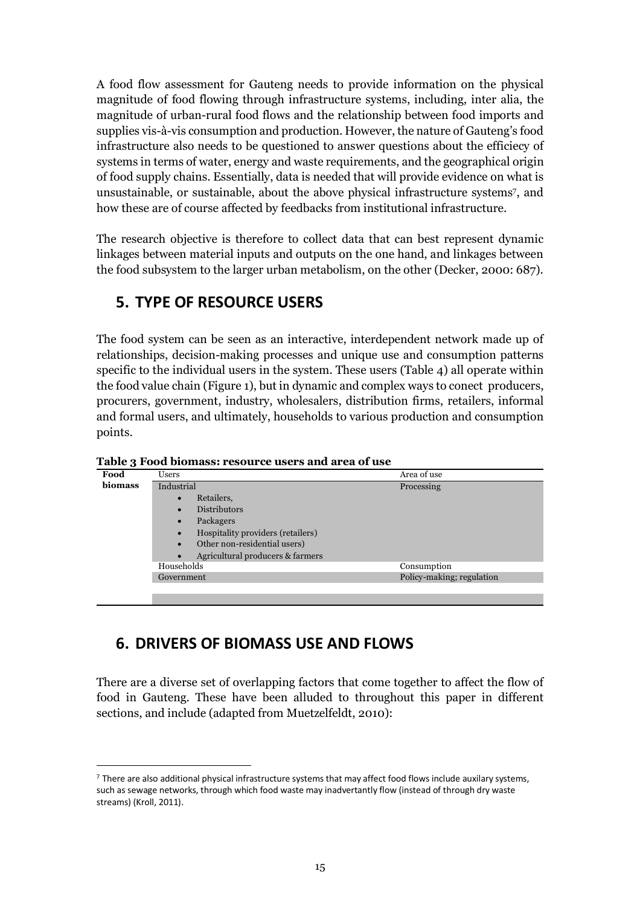A food flow assessment for Gauteng needs to provide information on the physical magnitude of food flowing through infrastructure systems, including, inter alia, the magnitude of urban-rural food flows and the relationship between food imports and supplies vis-à-vis consumption and production. However, the nature of Gauteng's food infrastructure also needs to be questioned to answer questions about the efficiecy of systems in terms of water, energy and waste requirements, and the geographical origin of food supply chains. Essentially, data is needed that will provide evidence on what is unsustainable, or sustainable, about the above physical infrastructure systems[7], and how these are of course affected by feedbacks from institutional infrastructure.

The research objective is therefore to collect data that can best represent dynamic linkages between material inputs and outputs on the one hand, and linkages between the food subsystem to the larger urban metabolism, on the other (Decker, 2000: 687).

## 5. TYPE OF RESOURCE USERS

The food system can be seen as an interactive, interdependent network made up of relationships, decision-making processes and unique use and consumption patterns specific to the individual users in the system. These users (Table 4) all operate within the food value chain (Figure 1), but in dynamic and complex ways to conect producers, procurers, government, industry, wholesalers, distribution firms, retailers, informal and formal users, and ultimately, households to various production and consumption points.

**Table 3 Food biomass: resource users and area of use**

| Food biomass | Users | Area of use |
|---|---|---|
| | Industrial<br>• Retailers,<br>• Distributors<br>• Packagers<br>• Hospitality providers (retailers)<br>• Other non-residential users)<br>• Agricultural producers & farmers | Processing |
| | Households | Consumption |
| | Government | Policy-making; regulation |

## 6. DRIVERS OF BIOMASS USE AND FLOWS

There are a diverse set of overlapping factors that come together to affect the flow of food in Gauteng. These have been alluded to throughout this paper in different sections, and include (adapted from Muetzelfeldt, 2010):

[7] There are also additional physical infrastructure systems that may affect food flows include auxilary systems, such as sewage networks, through which food waste may inadvertantly flow (instead of through dry waste streams) (Kroll, 2011).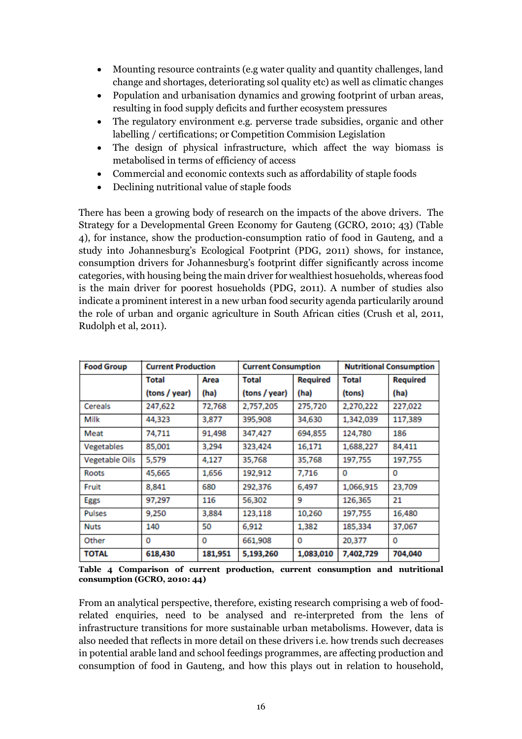- Mounting resource contraints (e.g water quality and quantity challenges, land change and shortages, deteriorating sol quality etc) as well as climatic changes
- Population and urbanisation dynamics and growing footprint of urban areas, resulting in food supply deficits and further ecosystem pressures
- The regulatory environment e.g. perverse trade subsidies, organic and other labelling / certifications; or Competition Commision Legislation
- The design of physical infrastructure, which affect the way biomass is metabolised in terms of efficiency of access
- Commercial and economic contexts such as affordability of staple foods
- Declining nutritional value of staple foods

There has been a growing body of research on the impacts of the above drivers. The Strategy for a Developmental Green Economy for Gauteng (GCRO, 2010; 43) (Table 4), for instance, show the production-consumption ratio of food in Gauteng, and a study into Johannesburg's Ecological Footprint (PDG, 2011) shows, for instance, consumption drivers for Johannesburg's footprint differ significantly across income categories, with housing being the main driver for wealthiest hosueholds, whereas food is the main driver for poorest hosueholds (PDG, 2011). A number of studies also indicate a prominent interest in a new urban food security agenda particularly around the role of urban and organic agriculture in South African cities (Crush et al, 2011, Rudolph et al, 2011).

| Food Group | Current Production | | Current Consumption | | Nutritional Consumption | |
|---|---|---|---|---|---|---|
| | Total (tons / year) | Area (ha) | Total (tons / year) | Required (ha) | Total (tons) | Required (ha) |
| Cereals | 247,622 | 72,768 | 2,757,205 | 275,720 | 2,270,222 | 227,022 |
| Milk | 44,323 | 3,877 | 395,908 | 34,630 | 1,342,039 | 117,389 |
| Meat | 74,711 | 91,498 | 347,427 | 694,855 | 124,780 | 186 |
| Vegetables | 85,001 | 3,294 | 323,424 | 16,171 | 1,688,227 | 84,411 |
| Vegetable Oils | 5,579 | 4,127 | 35,768 | 35,768 | 197,755 | 197,755 |
| Roots | 45,665 | 1,656 | 192,912 | 7,716 | 0 | 0 |
| Fruit | 8,841 | 680 | 292,376 | 6,497 | 1,066,915 | 23,709 |
| Eggs | 97,297 | 116 | 56,302 | 9 | 126,365 | 21 |
| Pulses | 9,250 | 3,884 | 123,118 | 10,260 | 197,755 | 16,480 |
| Nuts | 140 | 50 | 6,912 | 1,382 | 185,334 | 37,067 |
| Other | 0 | 0 | 661,908 | 0 | 20,377 | 0 |
| **TOTAL** | **618,430** | **181,951** | **5,193,260** | **1,083,010** | **7,402,729** | **704,040** |

**Table 4 Comparison of current production, current consumption and nutritional consumption (GCRO, 2010: 44)**

From an analytical perspective, therefore, existing research comprising a web of food-related enquiries, need to be analysed and re-interpreted from the lens of infrastructure transitions for more sustainable urban metabolisms. However, data is also needed that reflects in more detail on these drivers i.e. how trends such decreases in potential arable land and school feedings programmes, are affecting production and consumption of food in Gauteng, and how this plays out in relation to household,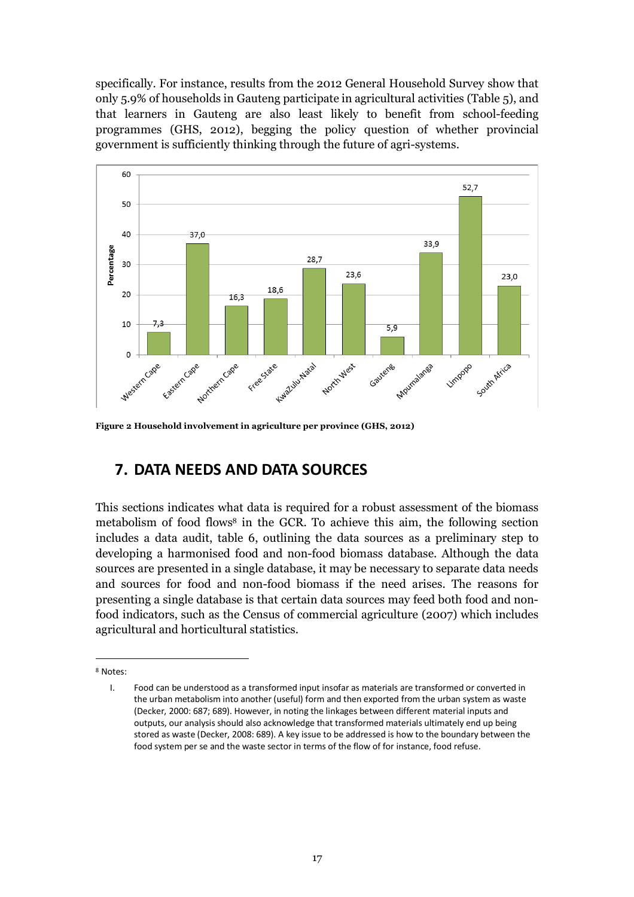specifically. For instance, results from the 2012 General Household Survey show that only 5.9% of households in Gauteng participate in agricultural activities (Table 5), and that learners in Gauteng are also least likely to benefit from school-feeding programmes (GHS, 2012), begging the policy question of whether provincial government is sufficiently thinking through the future of agri-systems.

**Figure 2 Household involvement in agriculture per province (GHS, 2012)**

## 7. DATA NEEDS AND DATA SOURCES

This sections indicates what data is required for a robust assessment of the biomass metabolism of food flows[8] in the GCR. To achieve this aim, the following section includes a data audit, table 6, outlining the data sources as a preliminary step to developing a harmonised food and non-food biomass database. Although the data sources are presented in a single database, it may be necessary to separate data needs and sources for food and non-food biomass if the need arises. The reasons for presenting a single database is that certain data sources may feed both food and non-food indicators, such as the Census of commercial agriculture (2007) which includes agricultural and horticultural statistics.

---

[8] Notes:

I. Food can be understood as a transformed input insofar as materials are transformed or converted in the urban metabolism into another (useful) form and then exported from the urban system as waste (Decker, 2000: 687; 689). However, in noting the linkages between different material inputs and outputs, our analysis should also acknowledge that transformed materials ultimately end up being stored as waste (Decker, 2008: 689). A key issue to be addressed is how to the boundary between the food system per se and the waste sector in terms of the flow of for instance, food refuse.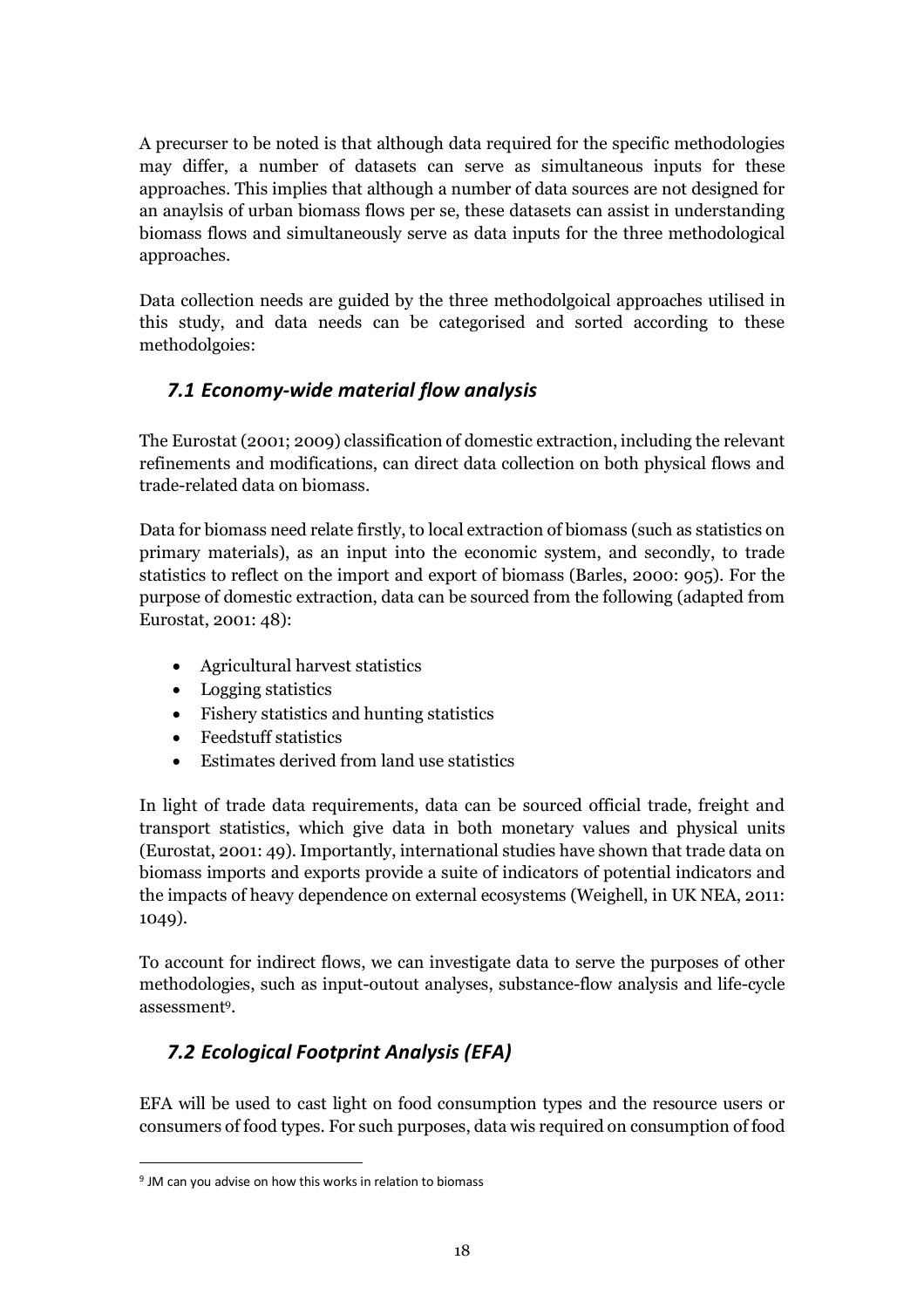A precurser to be noted is that although data required for the specific methodologies may differ, a number of datasets can serve as simultaneous inputs for these approaches. This implies that although a number of data sources are not designed for an anaylsis of urban biomass flows per se, these datasets can assist in understanding biomass flows and simultaneously serve as data inputs for the three methodological approaches.

Data collection needs are guided by the three methodolgoical approaches utilised in this study, and data needs can be categorised and sorted according to these methodolgoies:

## *7.1 Economy-wide material flow analysis*

The Eurostat (2001; 2009) classification of domestic extraction, including the relevant refinements and modifications, can direct data collection on both physical flows and trade-related data on biomass.

Data for biomass need relate firstly, to local extraction of biomass (such as statistics on primary materials), as an input into the economic system, and secondly, to trade statistics to reflect on the import and export of biomass (Barles, 2000: 905). For the purpose of domestic extraction, data can be sourced from the following (adapted from Eurostat, 2001: 48):

- Agricultural harvest statistics
- Logging statistics
- Fishery statistics and hunting statistics
- Feedstuff statistics
- Estimates derived from land use statistics

In light of trade data requirements, data can be sourced official trade, freight and transport statistics, which give data in both monetary values and physical units (Eurostat, 2001: 49). Importantly, international studies have shown that trade data on biomass imports and exports provide a suite of indicators of potential indicators and the impacts of heavy dependence on external ecosystems (Weighell, in UK NEA, 2011: 1049).

To account for indirect flows, we can investigate data to serve the purposes of other methodologies, such as input-outout analyses, substance-flow analysis and life-cycle assessment[9].

## *7.2 Ecological Footprint Analysis (EFA)*

EFA will be used to cast light on food consumption types and the resource users or consumers of food types. For such purposes, data wis required on consumption of food

[9] JM can you advise on how this works in relation to biomass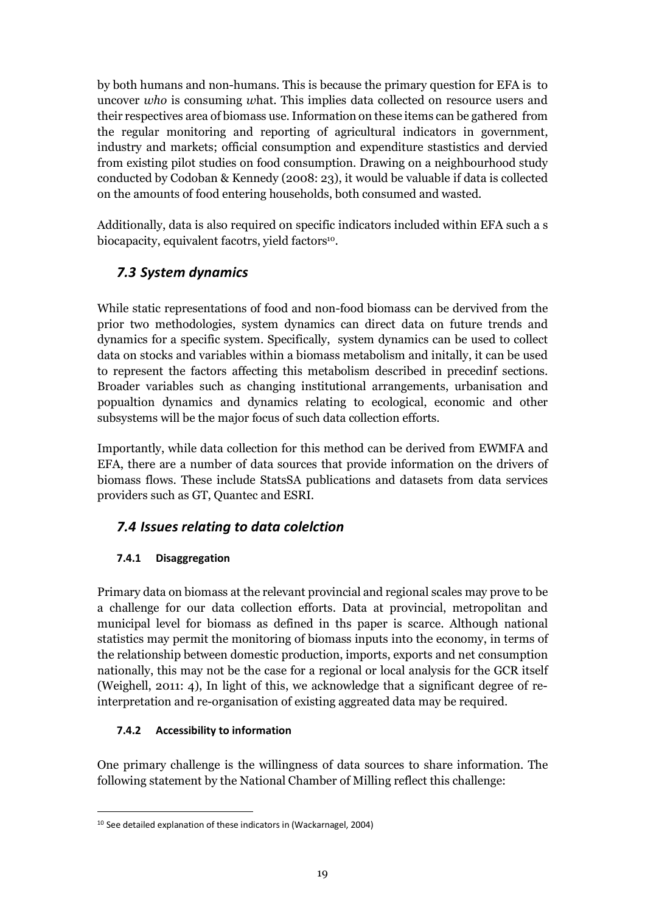by both humans and non-humans. This is because the primary question for EFA is to uncover *who* is consuming *w*hat. This implies data collected on resource users and their respectives area of biomass use. Information on these items can be gathered from the regular monitoring and reporting of agricultural indicators in government, industry and markets; official consumption and expenditure stastistics and dervied from existing pilot studies on food consumption. Drawing on a neighbourhood study conducted by Codoban & Kennedy (2008: 23), it would be valuable if data is collected on the amounts of food entering households, both consumed and wasted.

Additionally, data is also required on specific indicators included within EFA such a s biocapacity, equivalent facotrs, yield factors[10].

## *7.3 System dynamics*

While static representations of food and non-food biomass can be dervived from the prior two methodologies, system dynamics can direct data on future trends and dynamics for a specific system. Specifically, system dynamics can be used to collect data on stocks and variables within a biomass metabolism and initally, it can be used to represent the factors affecting this metabolism described in precedinf sections. Broader variables such as changing institutional arrangements, urbanisation and popualtion dynamics and dynamics relating to ecological, economic and other subsystems will be the major focus of such data collection efforts.

Importantly, while data collection for this method can be derived from EWMFA and EFA, there are a number of data sources that provide information on the drivers of biomass flows. These include StatsSA publications and datasets from data services providers such as GT, Quantec and ESRI.

## *7.4 Issues relating to data colelction*

### 7.4.1 Disaggregation

Primary data on biomass at the relevant provincial and regional scales may prove to be a challenge for our data collection efforts. Data at provincial, metropolitan and municipal level for biomass as defined in ths paper is scarce. Although national statistics may permit the monitoring of biomass inputs into the economy, in terms of the relationship between domestic production, imports, exports and net consumption nationally, this may not be the case for a regional or local analysis for the GCR itself (Weighell, 2011: 4), In light of this, we acknowledge that a significant degree of re-interpretation and re-organisation of existing aggreated data may be required.

### 7.4.2 Accessibility to information

One primary challenge is the willingness of data sources to share information. The following statement by the National Chamber of Milling reflect this challenge:

---

[10] See detailed explanation of these indicators in (Wackarnagel, 2004)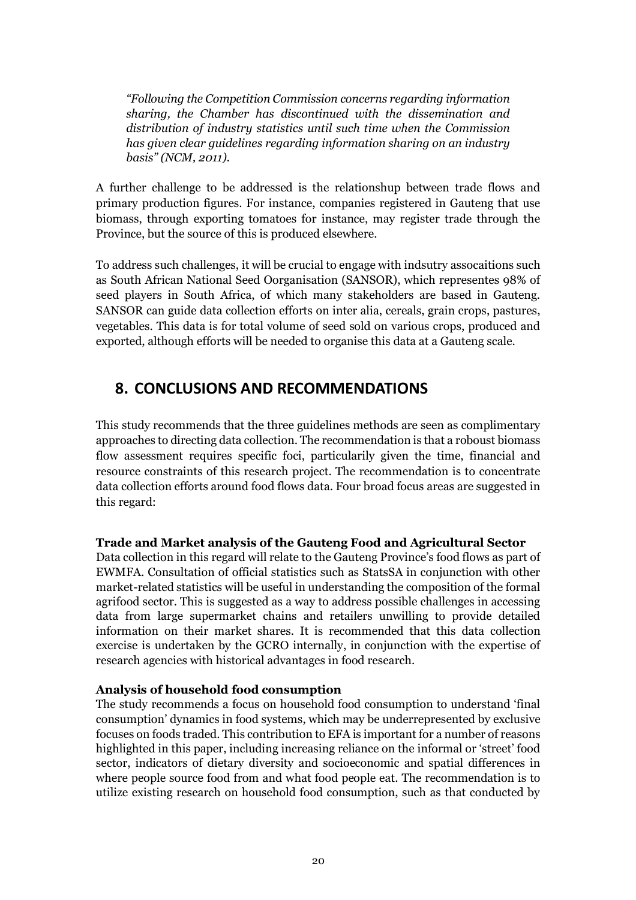*"Following the Competition Commission concerns regarding information sharing, the Chamber has discontinued with the dissemination and distribution of industry statistics until such time when the Commission has given clear guidelines regarding information sharing on an industry basis" (NCM, 2011).*

A further challenge to be addressed is the relationshup between trade flows and primary production figures. For instance, companies registered in Gauteng that use biomass, through exporting tomatoes for instance, may register trade through the Province, but the source of this is produced elsewhere.

To address such challenges, it will be crucial to engage with indsutry assocaitions such as South African National Seed Oorganisation (SANSOR), which representes 98% of seed players in South Africa, of which many stakeholders are based in Gauteng. SANSOR can guide data collection efforts on inter alia, cereals, grain crops, pastures, vegetables. This data is for total volume of seed sold on various crops, produced and exported, although efforts will be needed to organise this data at a Gauteng scale.

# 8. CONCLUSIONS AND RECOMMENDATIONS

This study recommends that the three guidelines methods are seen as complimentary approaches to directing data collection. The recommendation is that a robooust biomass flow assessment requires specific foci, particularily given the time, financial and resource constraints of this research project. The recommendation is to concentrate data collection efforts around food flows data. Four broad focus areas are suggested in this regard:

**Trade and Market analysis of the Gauteng Food and Agricultural Sector**

Data collection in this regard will relate to the Gauteng Province's food flows as part of EWMFA. Consultation of official statistics such as StatsSA in conjunction with other market-related statistics will be useful in understanding the composition of the formal agrifood sector. This is suggested as a way to address possible challenges in accessing data from large supermarket chains and retailers unwilling to provide detailed information on their market shares. It is recommended that this data collection exercise is undertaken by the GCRO internally, in conjunction with the expertise of research agencies with historical advantages in food research.

**Analysis of household food consumption**

The study recommends a focus on household food consumption to understand 'final consumption' dynamics in food systems, which may be underrepresented by exclusive focuses on foods traded. This contribution to EFA is important for a number of reasons highlighted in this paper, including increasing reliance on the informal or 'street' food sector, indicators of dietary diversity and socioeconomic and spatial differences in where people source food from and what food people eat. The recommendation is to utilize existing research on household food consumption, such as that conducted by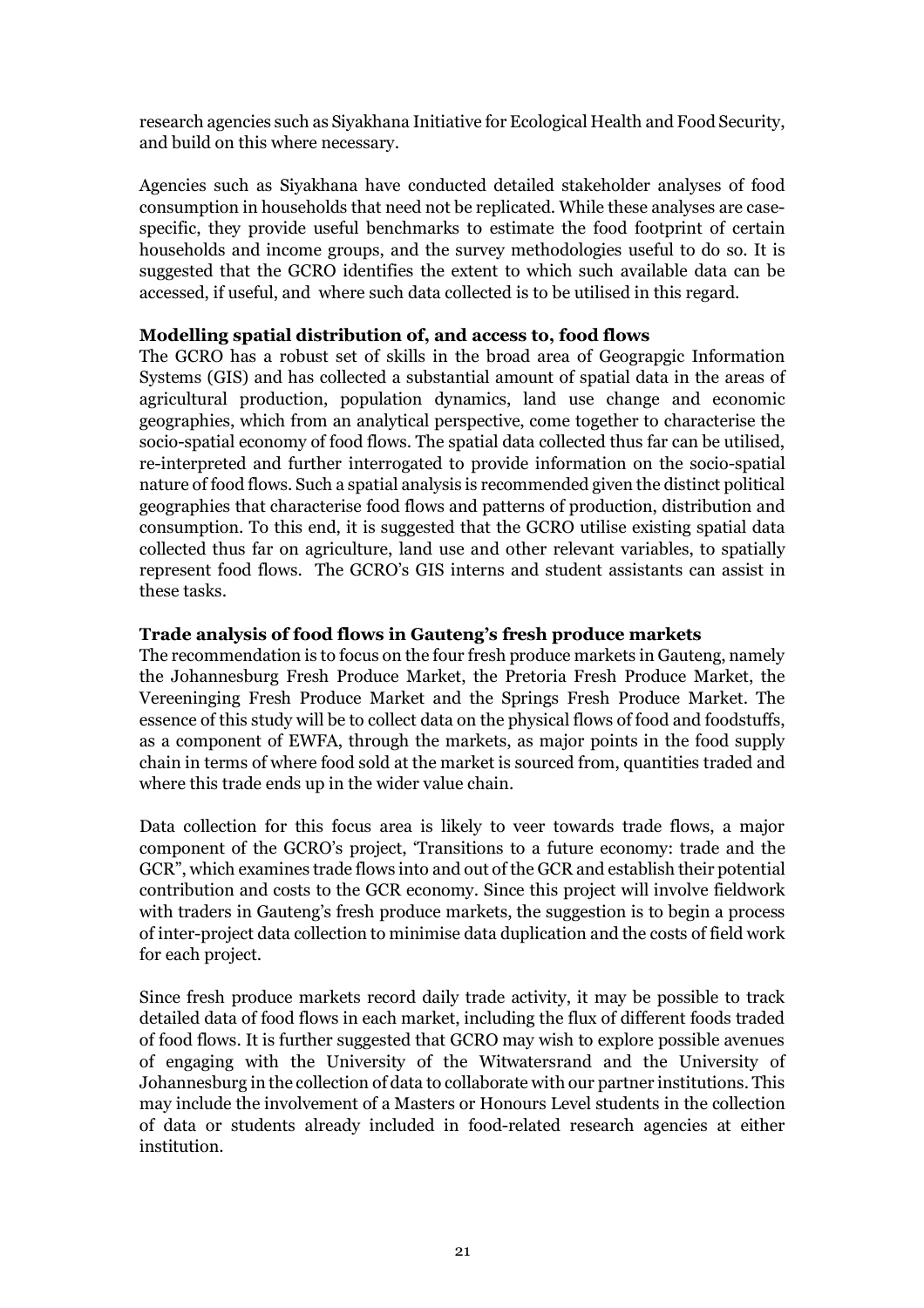research agencies such as Siyakhana Initiative for Ecological Health and Food Security, and build on this where necessary.

Agencies such as Siyakhana have conducted detailed stakeholder analyses of food consumption in households that need not be replicated. While these analyses are case-specific, they provide useful benchmarks to estimate the food footprint of certain households and income groups, and the survey methodologies useful to do so. It is suggested that the GCRO identifies the extent to which such available data can be accessed, if useful, and where such data collected is to be utilised in this regard.

**Modelling spatial distribution of, and access to, food flows**

The GCRO has a robust set of skills in the broad area of Geograpgic Information Systems (GIS) and has collected a substantial amount of spatial data in the areas of agricultural production, population dynamics, land use change and economic geographies, which from an analytical perspective, come together to characterise the socio-spatial economy of food flows. The spatial data collected thus far can be utilised, re-interpreted and further interrogated to provide information on the socio-spatial nature of food flows. Such a spatial analysis is recommended given the distinct political geographies that characterise food flows and patterns of production, distribution and consumption. To this end, it is suggested that the GCRO utilise existing spatial data collected thus far on agriculture, land use and other relevant variables, to spatially represent food flows. The GCRO's GIS interns and student assistants can assist in these tasks.

**Trade analysis of food flows in Gauteng's fresh produce markets**

The recommendation is to focus on the four fresh produce markets in Gauteng, namely the Johannesburg Fresh Produce Market, the Pretoria Fresh Produce Market, the Vereeninging Fresh Produce Market and the Springs Fresh Produce Market. The essence of this study will be to collect data on the physical flows of food and foodstuffs, as a component of EWFA, through the markets, as major points in the food supply chain in terms of where food sold at the market is sourced from, quantities traded and where this trade ends up in the wider value chain.

Data collection for this focus area is likely to veer towards trade flows, a major component of the GCRO's project, 'Transitions to a future economy: trade and the GCR", which examines trade flows into and out of the GCR and establish their potential contribution and costs to the GCR economy. Since this project will involve fieldwork with traders in Gauteng's fresh produce markets, the suggestion is to begin a process of inter-project data collection to minimise data duplication and the costs of field work for each project.

Since fresh produce markets record daily trade activity, it may be possible to track detailed data of food flows in each market, including the flux of different foods traded of food flows. It is further suggested that GCRO may wish to explore possible avenues of engaging with the University of the Witwatersrand and the University of Johannesburg in the collection of data to collaborate with our partner institutions. This may include the involvement of a Masters or Honours Level students in the collection of data or students already included in food-related research agencies at either institution.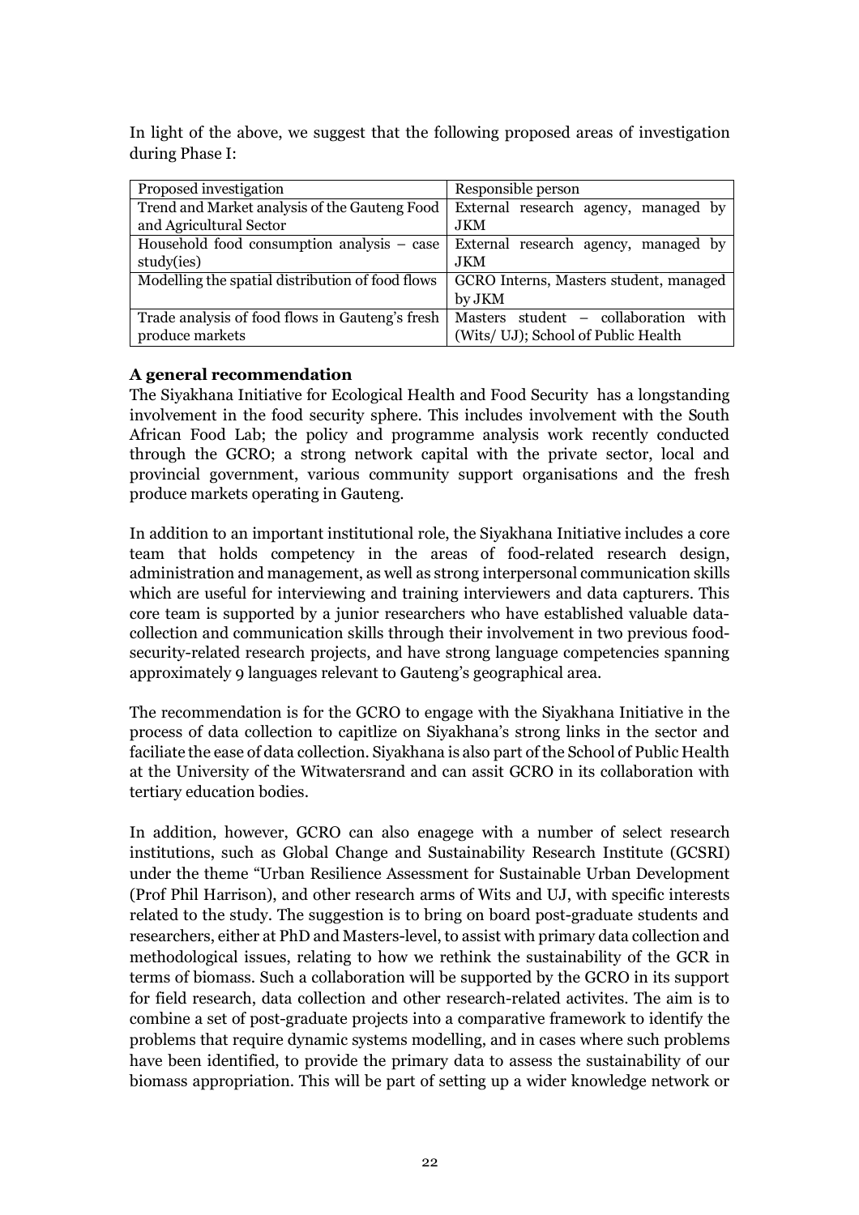In light of the above, we suggest that the following proposed areas of investigation during Phase I:

| Proposed investigation | Responsible person |
|---|---|
| Trend and Market analysis of the Gauteng Food and Agricultural Sector | External research agency, managed by JKM |
| Household food consumption analysis – case study(ies) | External research agency, managed by JKM |
| Modelling the spatial distribution of food flows | GCRO Interns, Masters student, managed by JKM |
| Trade analysis of food flows in Gauteng's fresh produce markets | Masters student – collaboration with (Wits/ UJ); School of Public Health |

**A general recommendation**

The Siyakhana Initiative for Ecological Health and Food Security has a longstanding involvement in the food security sphere. This includes involvement with the South African Food Lab; the policy and programme analysis work recently conducted through the GCRO; a strong network capital with the private sector, local and provincial government, various community support organisations and the fresh produce markets operating in Gauteng.

In addition to an important institutional role, the Siyakhana Initiative includes a core team that holds competency in the areas of food-related research design, administration and management, as well as strong interpersonal communication skills which are useful for interviewing and training interviewers and data capturers. This core team is supported by a junior researchers who have established valuable data-collection and communication skills through their involvement in two previous food-security-related research projects, and have strong language competencies spanning approximately 9 languages relevant to Gauteng's geographical area.

The recommendation is for the GCRO to engage with the Siyakhana Initiative in the process of data collection to capitlize on Siyakhana's strong links in the sector and faciliate the ease of data collection. Siyakhana is also part of the School of Public Health at the University of the Witwatersrand and can assit GCRO in its collaboration with tertiary education bodies.

In addition, however, GCRO can also enagege with a number of select research institutions, such as Global Change and Sustainability Research Institute (GCSRI) under the theme "Urban Resilience Assessment for Sustainable Urban Development (Prof Phil Harrison), and other research arms of Wits and UJ, with specific interests related to the study. The suggestion is to bring on board post-graduate students and researchers, either at PhD and Masters-level, to assist with primary data collection and methodological issues, relating to how we rethink the sustainability of the GCR in terms of biomass. Such a collaboration will be supported by the GCRO in its support for field research, data collection and other research-related activites. The aim is to combine a set of post-graduate projects into a comparative framework to identify the problems that require dynamic systems modelling, and in cases where such problems have been identified, to provide the primary data to assess the sustainability of our biomass appropriation. This will be part of setting up a wider knowledge network or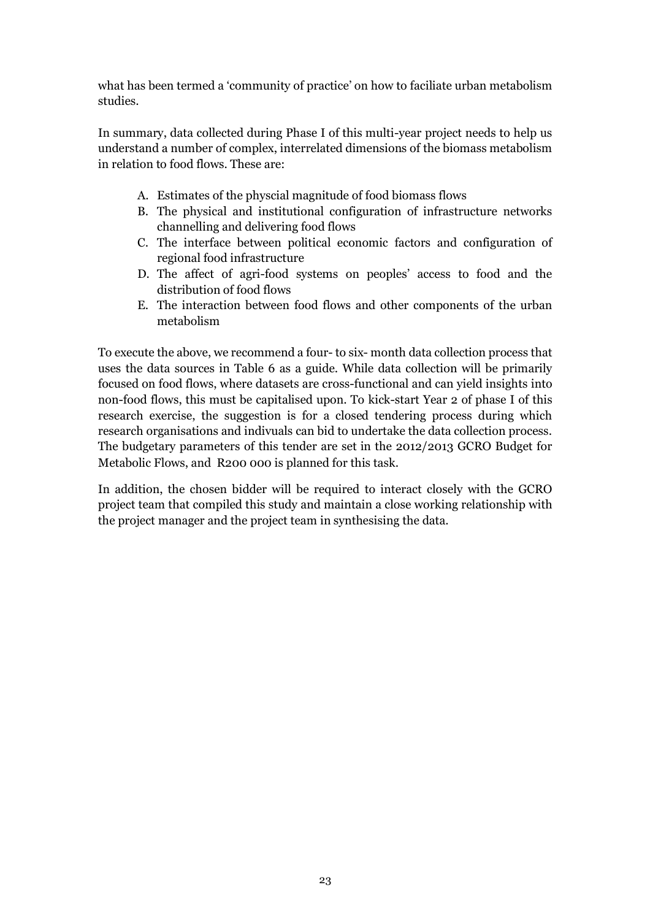what has been termed a 'community of practice' on how to faciliate urban metabolism studies.

In summary, data collected during Phase I of this multi-year project needs to help us understand a number of complex, interrelated dimensions of the biomass metabolism in relation to food flows. These are:

A. Estimates of the physcial magnitude of food biomass flows
B. The physical and institutional configuration of infrastructure networks channelling and delivering food flows
C. The interface between political economic factors and configuration of regional food infrastructure
D. The affect of agri-food systems on peoples' access to food and the distribution of food flows
E. The interaction between food flows and other components of the urban metabolism

To execute the above, we recommend a four- to six- month data collection process that uses the data sources in Table 6 as a guide. While data collection will be primarily focused on food flows, where datasets are cross-functional and can yield insights into non-food flows, this must be capitalised upon. To kick-start Year 2 of phase I of this research exercise, the suggestion is for a closed tendering process during which research organisations and indivuals can bid to undertake the data collection process. The budgetary parameters of this tender are set in the 2012/2013 GCRO Budget for Metabolic Flows, and R200 000 is planned for this task.

In addition, the chosen bidder will be required to interact closely with the GCRO project team that compiled this study and maintain a close working relationship with the project manager and the project team in synthesising the data.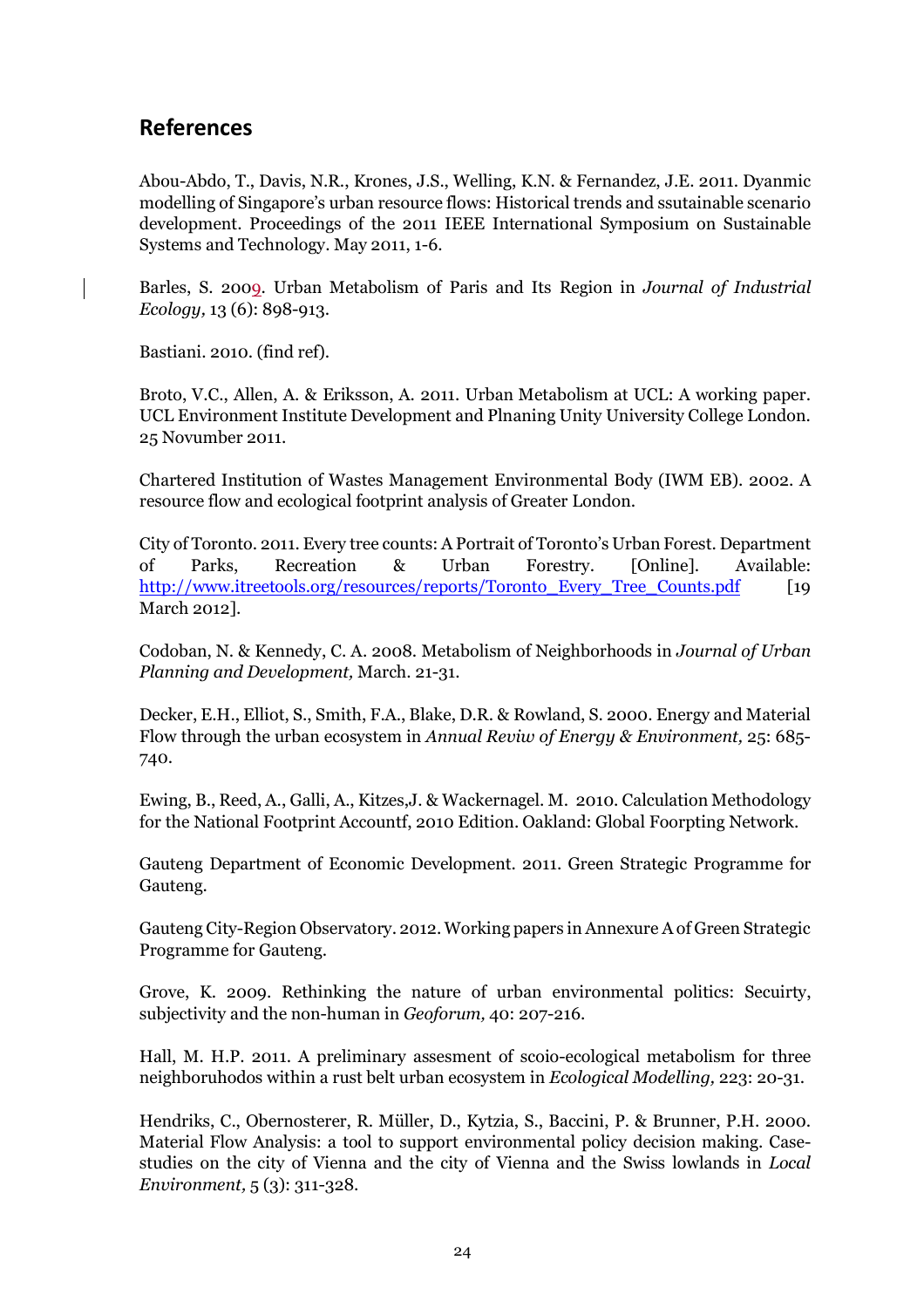## References

Abou-Abdo, T., Davis, N.R., Krones, J.S., Welling, K.N. & Fernandez, J.E. 2011. Dyanmic modelling of Singapore's urban resource flows: Historical trends and ssutainable scenario development. Proceedings of the 2011 IEEE International Symposium on Sustainable Systems and Technology. May 2011, 1-6.

Barles, S. 2009. Urban Metabolism of Paris and Its Region in *Journal of Industrial Ecology,* 13 (6): 898-913.

Bastiani. 2010. (find ref).

Broto, V.C., Allen, A. & Eriksson, A. 2011. Urban Metabolism at UCL: A working paper. UCL Environment Institute Development and Plnaning Unity University College London. 25 Novumber 2011.

Chartered Institution of Wastes Management Environmental Body (IWM EB). 2002. A resource flow and ecological footprint analysis of Greater London.

City of Toronto. 2011. Every tree counts: A Portrait of Toronto's Urban Forest. Department of Parks, Recreation & Urban Forestry. [Online]. Available: http://www.itreetools.org/resources/reports/Toronto_Every_Tree_Counts.pdf [19 March 2012].

Codoban, N. & Kennedy, C. A. 2008. Metabolism of Neighborhoods in *Journal of Urban Planning and Development,* March. 21-31.

Decker, E.H., Elliot, S., Smith, F.A., Blake, D.R. & Rowland, S. 2000. Energy and Material Flow through the urban ecosystem in *Annual Reviw of Energy & Environment,* 25: 685-740.

Ewing, B., Reed, A., Galli, A., Kitzes,J. & Wackernagel. M. 2010. Calculation Methodology for the National Footprint Accountf, 2010 Edition. Oakland: Global Foorpting Network.

Gauteng Department of Economic Development. 2011. Green Strategic Programme for Gauteng.

Gauteng City-Region Observatory. 2012. Working papers in Annexure A of Green Strategic Programme for Gauteng.

Grove, K. 2009. Rethinking the nature of urban environmental politics: Secuirty, subjectivity and the non-human in *Geoforum,* 40: 207-216.

Hall, M. H.P. 2011. A preliminary assesment of scoio-ecological metabolism for three neighboruhodos within a rust belt urban ecosystem in *Ecological Modelling,* 223: 20-31.

Hendriks, C., Obernosterer, R. Müller, D., Kytzia, S., Baccini, P. & Brunner, P.H. 2000. Material Flow Analysis: a tool to support environmental policy decision making. Case-studies on the city of Vienna and the city of Vienna and the Swiss lowlands in *Local Environment,* 5 (3): 311-328.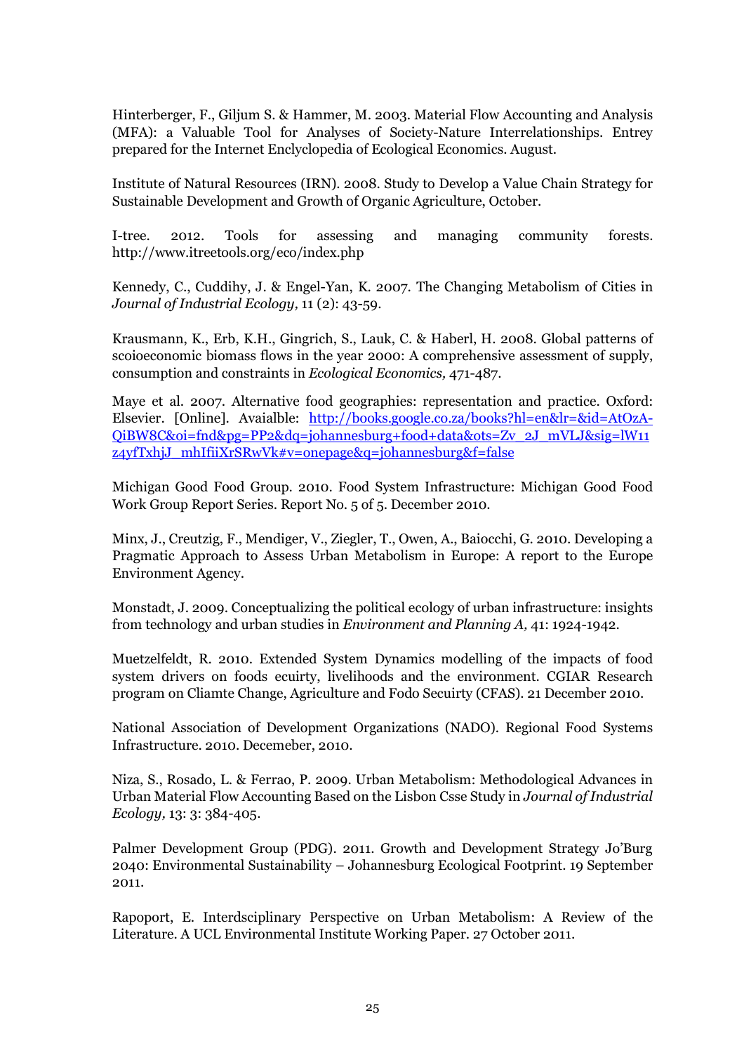Hinterberger, F., Giljum S. & Hammer, M. 2003. Material Flow Accounting and Analysis (MFA): a Valuable Tool for Analyses of Society-Nature Interrelationships. Entrey prepared for the Internet Enclyclopedia of Ecological Economics. August.

Institute of Natural Resources (IRN). 2008. Study to Develop a Value Chain Strategy for Sustainable Development and Growth of Organic Agriculture, October.

I-tree. 2012. Tools for assessing and managing community forests. http://www.itreetools.org/eco/index.php

Kennedy, C., Cuddihy, J. & Engel-Yan, K. 2007. The Changing Metabolism of Cities in *Journal of Industrial Ecology,* 11 (2): 43-59.

Krausmann, K., Erb, K.H., Gingrich, S., Lauk, C. & Haberl, H. 2008. Global patterns of scoioeconomic biomass flows in the year 2000: A comprehensive assessment of supply, consumption and constraints in *Ecological Economics,* 471-487.

Maye et al. 2007. Alternative food geographies: representation and practice. Oxford: Elsevier. [Online]. Avaialble: http://books.google.co.za/books?hl=en&lr=&id=AtOzA-QiBW8C&oi=fnd&pg=PP2&dq=johannesburg+food+data&ots=Zv_2J_mVLJ&sig=lW11z4yfTxhjJ_mhIfiiXrSRwVk#v=onepage&q=johannesburg&f=false

Michigan Good Food Group. 2010. Food System Infrastructure: Michigan Good Food Work Group Report Series. Report No. 5 of 5. December 2010.

Minx, J., Creutzig, F., Mendiger, V., Ziegler, T., Owen, A., Baiocchi, G. 2010. Developing a Pragmatic Approach to Assess Urban Metabolism in Europe: A report to the Europe Environment Agency.

Monstadt, J. 2009. Conceptualizing the political ecology of urban infrastructure: insights from technology and urban studies in *Environment and Planning A,* 41: 1924-1942.

Muetzelfeldt, R. 2010. Extended System Dynamics modelling of the impacts of food system drivers on foods ecuirty, livelihoods and the environment. CGIAR Research program on Cliamte Change, Agriculture and Fodo Secuirty (CFAS). 21 December 2010.

National Association of Development Organizations (NADO). Regional Food Systems Infrastructure. 2010. Decemeber, 2010.

Niza, S., Rosado, L. & Ferrao, P. 2009. Urban Metabolism: Methodological Advances in Urban Material Flow Accounting Based on the Lisbon Csse Study in *Journal of Industrial Ecology,* 13: 3: 384-405.

Palmer Development Group (PDG). 2011. Growth and Development Strategy Jo'Burg 2040: Environmental Sustainability – Johannesburg Ecological Footprint. 19 September 2011.

Rapoport, E. Interdsciplinary Perspective on Urban Metabolism: A Review of the Literature. A UCL Environmental Institute Working Paper. 27 October 2011.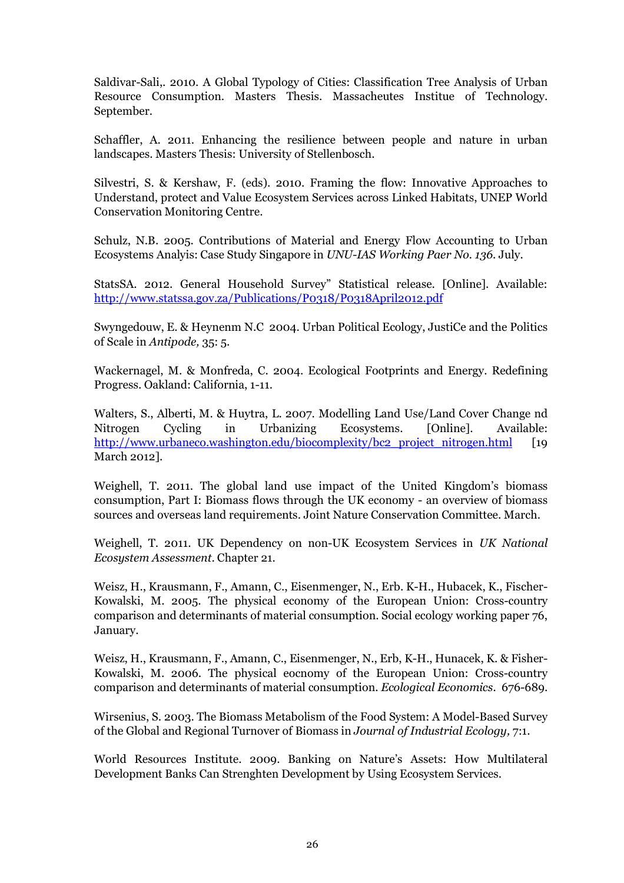Saldivar-Sali,. 2010. A Global Typology of Cities: Classification Tree Analysis of Urban Resource Consumption. Masters Thesis. Massacheutes Institue of Technology. September.

Schaffler, A. 2011. Enhancing the resilience between people and nature in urban landscapes. Masters Thesis: University of Stellenbosch.

Silvestri, S. & Kershaw, F. (eds). 2010. Framing the flow: Innovative Approaches to Understand, protect and Value Ecosystem Services across Linked Habitats, UNEP World Conservation Monitoring Centre.

Schulz, N.B. 2005. Contributions of Material and Energy Flow Accounting to Urban Ecosystems Analyis: Case Study Singapore in *UNU-IAS Working Paer No. 136*. July.

StatsSA. 2012. General Household Survey" Statistical release. [Online]. Available: http://www.statssa.gov.za/Publications/P0318/P0318April2012.pdf

Swyngedouw, E. & Heynenm N.C 2004. Urban Political Ecology, JustiCe and the Politics of Scale in *Antipode,* 35: 5.

Wackernagel, M. & Monfreda, C. 2004. Ecological Footprints and Energy. Redefining Progress. Oakland: California, 1-11.

Walters, S., Alberti, M. & Huytra, L. 2007. Modelling Land Use/Land Cover Change nd Nitrogen Cycling in Urbanizing Ecosystems. [Online]. Available: http://www.urbaneco.washington.edu/biocomplexity/bc2_project_nitrogen.html [19 March 2012].

Weighell, T. 2011. The global land use impact of the United Kingdom's biomass consumption, Part I: Biomass flows through the UK economy - an overview of biomass sources and overseas land requirements. Joint Nature Conservation Committee. March.

Weighell, T. 2011. UK Dependency on non-UK Ecosystem Services in *UK National Ecosystem Assessment*. Chapter 21.

Weisz, H., Krausmann, F., Amann, C., Eisenmenger, N., Erb. K-H., Hubacek, K., Fischer-Kowalski, M. 2005. The physical economy of the European Union: Cross-country comparison and determinants of material consumption. Social ecology working paper 76, January.

Weisz, H., Krausmann, F., Amann, C., Eisenmenger, N., Erb, K-H., Hunacek, K. & Fisher-Kowalski, M. 2006. The physical eocnomy of the European Union: Cross-country comparison and determinants of material consumption. *Ecological Economics*. 676-689.

Wirsenius, S. 2003. The Biomass Metabolism of the Food System: A Model-Based Survey of the Global and Regional Turnover of Biomass in *Journal of Industrial Ecology,* 7:1.

World Resources Institute. 2009. Banking on Nature's Assets: How Multilateral Development Banks Can Strenghten Development by Using Ecosystem Services.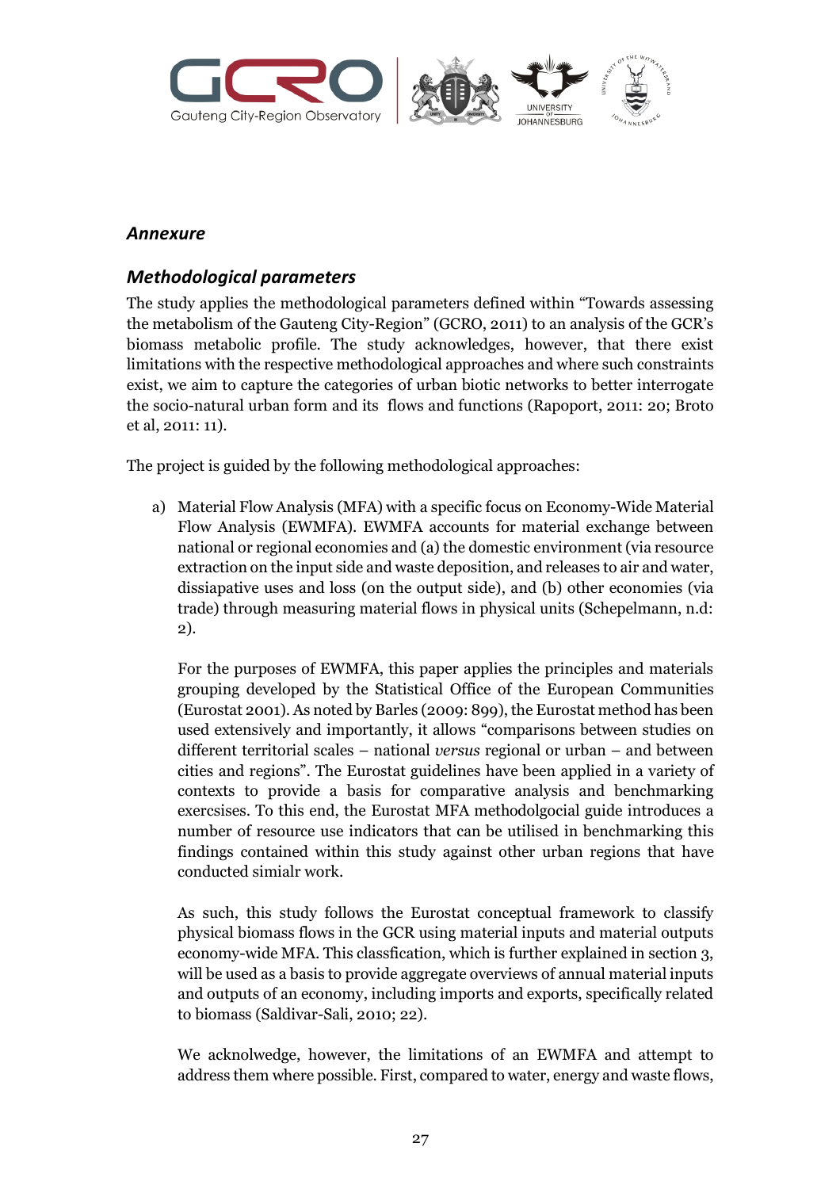## *Annexure*

## *Methodological parameters*

The study applies the methodological parameters defined within "Towards assessing the metabolism of the Gauteng City-Region" (GCRO, 2011) to an analysis of the GCR's biomass metabolic profile. The study acknowledges, however, that there exist limitations with the respective methodological approaches and where such constraints exist, we aim to capture the categories of urban biotic networks to better interrogate the socio-natural urban form and its flows and functions (Rapoport, 2011: 20; Broto et al, 2011: 11).

The project is guided by the following methodological approaches:

a) Material Flow Analysis (MFA) with a specific focus on Economy-Wide Material Flow Analysis (EWMFA). EWMFA accounts for material exchange between national or regional economies and (a) the domestic environment (via resource extraction on the input side and waste deposition, and releases to air and water, dissiapative uses and loss (on the output side), and (b) other economies (via trade) through measuring material flows in physical units (Schepelmann, n.d: 2).

   For the purposes of EWMFA, this paper applies the principles and materials grouping developed by the Statistical Office of the European Communities (Eurostat 2001). As noted by Barles (2009: 899), the Eurostat method has been used extensively and importantly, it allows "comparisons between studies on different territorial scales – national *versus* regional or urban – and between cities and regions". The Eurostat guidelines have been applied in a variety of contexts to provide a basis for comparative analysis and benchmarking exercsises. To this end, the Eurostat MFA methodolgocial guide introduces a number of resource use indicators that can be utilised in benchmarking this findings contained within this study against other urban regions that have conducted simialr work.

   As such, this study follows the Eurostat conceptual framework to classify physical biomass flows in the GCR using material inputs and material outputs economy-wide MFA. This classfication, which is further explained in section 3, will be used as a basis to provide aggregate overviews of annual material inputs and outputs of an economy, including imports and exports, specifically related to biomass (Saldivar-Sali, 2010; 22).

   We acknowledge, however, the limitations of an EWMFA and attempt to address them where possible. First, compared to water, energy and waste flows,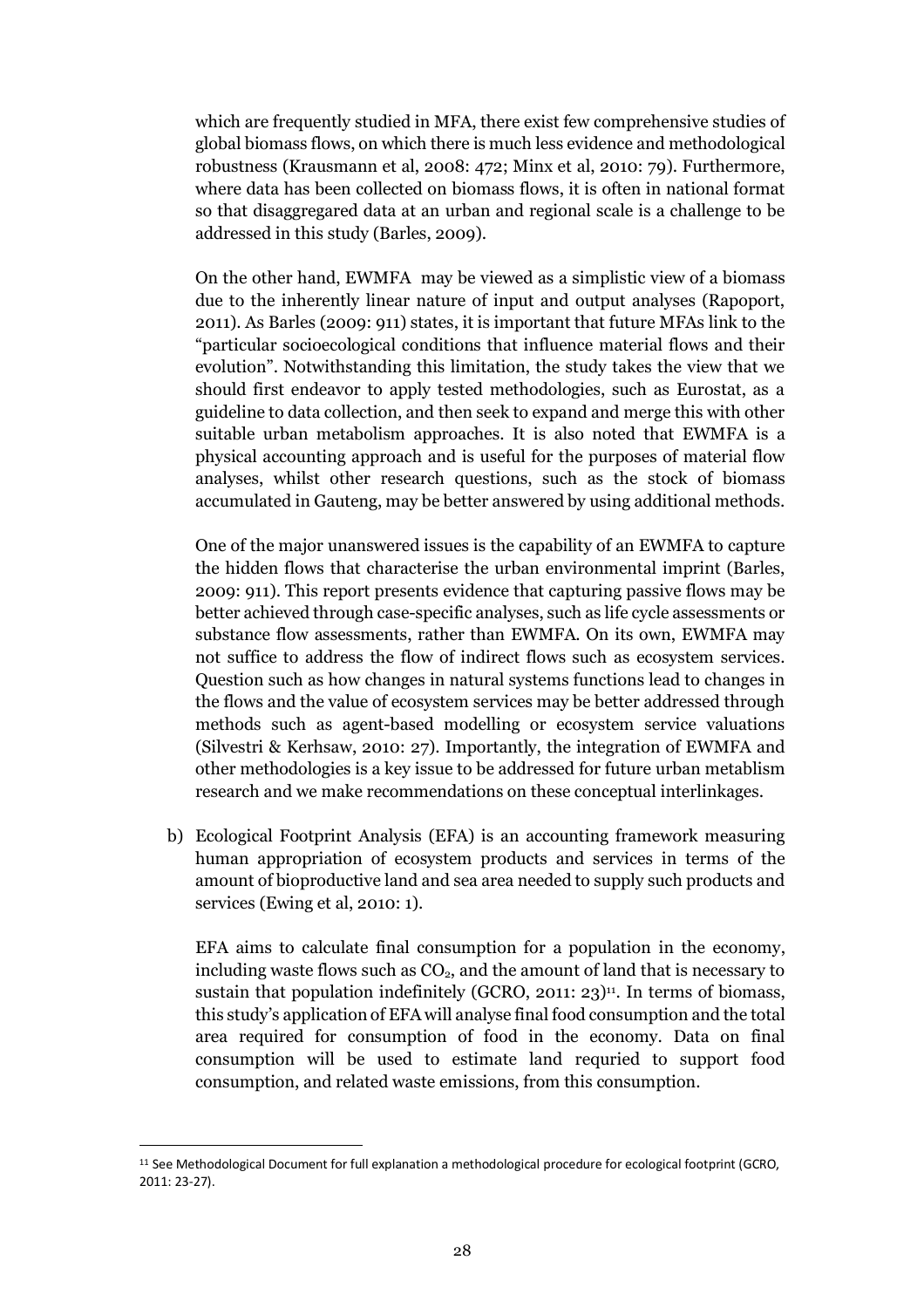which are frequently studied in MFA, there exist few comprehensive studies of global biomass flows, on which there is much less evidence and methodological robustness (Krausmann et al, 2008: 472; Minx et al, 2010: 79). Furthermore, where data has been collected on biomass flows, it is often in national format so that disaggregared data at an urban and regional scale is a challenge to be addressed in this study (Barles, 2009).

On the other hand, EWMFA may be viewed as a simplistic view of a biomass due to the inherently linear nature of input and output analyses (Rapoport, 2011). As Barles (2009: 911) states, it is important that future MFAs link to the "particular socioecological conditions that influence material flows and their evolution". Notwithstanding this limitation, the study takes the view that we should first endeavor to apply tested methodologies, such as Eurostat, as a guideline to data collection, and then seek to expand and merge this with other suitable urban metabolism approaches. It is also noted that EWMFA is a physical accounting approach and is useful for the purposes of material flow analyses, whilst other research questions, such as the stock of biomass accumulated in Gauteng, may be better answered by using additional methods.

One of the major unanswered issues is the capability of an EWMFA to capture the hidden flows that characterise the urban environmental imprint (Barles, 2009: 911). This report presents evidence that capturing passive flows may be better achieved through case-specific analyses, such as life cycle assessments or substance flow assessments, rather than EWMFA. On its own, EWMFA may not suffice to address the flow of indirect flows such as ecosystem services. Question such as how changes in natural systems functions lead to changes in the flows and the value of ecosystem services may be better addressed through methods such as agent-based modelling or ecosystem service valuations (Silvestri & Kerhsaw, 2010: 27). Importantly, the integration of EWMFA and other methodologies is a key issue to be addressed for future urban metablism research and we make recommendations on these conceptual interlinkages.

b) Ecological Footprint Analysis (EFA) is an accounting framework measuring human appropriation of ecosystem products and services in terms of the amount of bioproductive land and sea area needed to supply such products and services (Ewing et al, 2010: 1).

EFA aims to calculate final consumption for a population in the economy, including waste flows such as $CO_2$, and the amount of land that is necessary to sustain that population indefinitely (GCRO, 2011: 23)[11]. In terms of biomass, this study's application of EFA will analyse final food consumption and the total area required for consumption of food in the economy. Data on final consumption will be used to estimate land requried to support food consumption, and related waste emissions, from this consumption.

[11] See Methodological Document for full explanation a methodological procedure for ecological footprint (GCRO, 2011: 23-27).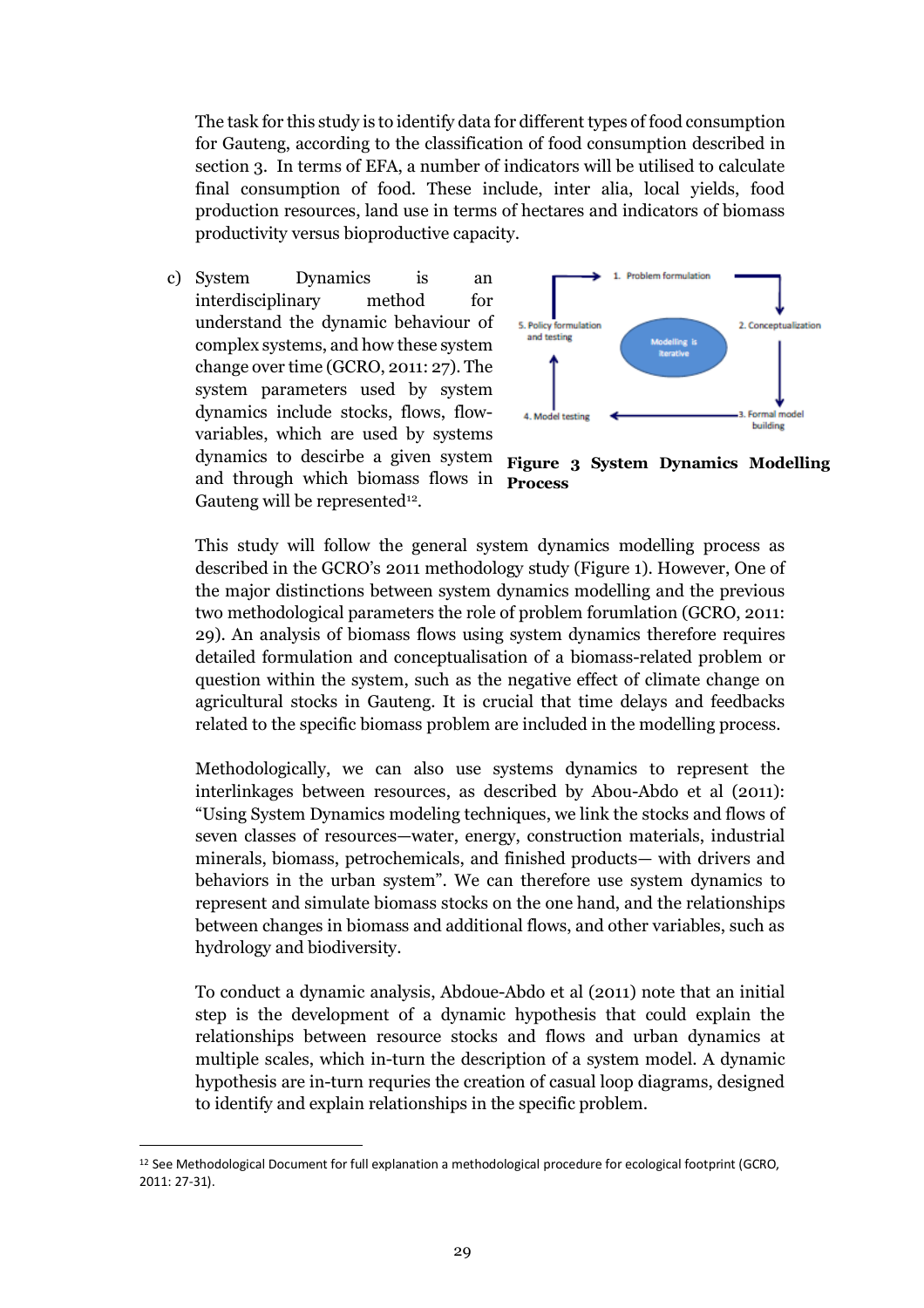The task for this study is to identify data for different types of food consumption for Gauteng, according to the classification of food consumption described in section 3. In terms of EFA, a number of indicators will be utilised to calculate final consumption of food. These include, inter alia, local yields, food production resources, land use in terms of hectares and indicators of biomass productivity versus bioproductive capacity.

c) System Dynamics is an interdisciplinary method for understand the dynamic behaviour of complex systems, and how these system change over time (GCRO, 2011: 27). The system parameters used by system dynamics include stocks, flows, flow-variables, which are used by systems dynamics to describe a given system and through which biomass flows in Gauteng will be represented[12].

1. Problem formulation
2. Conceptualization
3. Formal model building
4. Model testing
5. Policy formulation and testing

Modelling is iterative

**Figure 3 System Dynamics Modelling Process**

This study will follow the general system dynamics modelling process as described in the GCRO's 2011 methodology study (Figure 1). However, One of the major distinctions between system dynamics modelling and the previous two methodological parameters the role of problem forumlation (GCRO, 2011: 29). An analysis of biomass flows using system dynamics therefore requires detailed formulation and conceptualisation of a biomass-related problem or question within the system, such as the negative effect of climate change on agricultural stocks in Gauteng. It is crucial that time delays and feedbacks related to the specific biomass problem are included in the modelling process.

Methodologically, we can also use systems dynamics to represent the interlinkages between resources, as described by Abou-Abdo et al (2011): "Using System Dynamics modeling techniques, we link the stocks and flows of seven classes of resources—water, energy, construction materials, industrial minerals, biomass, petrochemicals, and finished products— with drivers and behaviors in the urban system". We can therefore use system dynamics to represent and simulate biomass stocks on the one hand, and the relationships between changes in biomass and additional flows, and other variables, such as hydrology and biodiversity.

To conduct a dynamic analysis, Abdoue-Abdo et al (2011) note that an initial step is the development of a dynamic hypothesis that could explain the relationships between resource stocks and flows and urban dynamics at multiple scales, which in-turn the description of a system model. A dynamic hypothesis are in-turn requries the creation of casual loop diagrams, designed to identify and explain relationships in the specific problem.

[12] See Methodological Document for full explanation a methodological procedure for ecological footprint (GCRO, 2011: 27-31).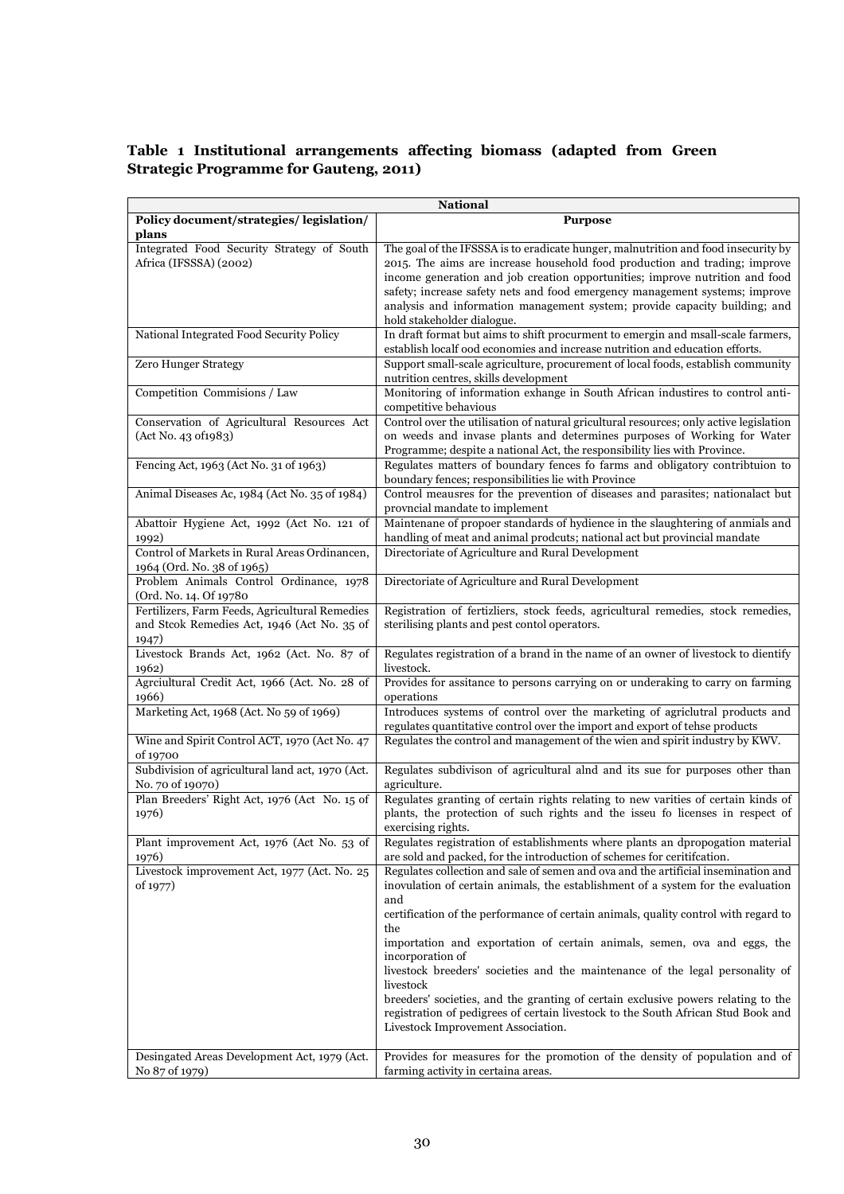**Table 1 Institutional arrangements affecting biomass (adapted from Green Strategic Programme for Gauteng, 2011)**

| National | |
|---|---|
| **Policy document/strategies/ legislation/ plans** | **Purpose** |
| Integrated Food Security Strategy of South Africa (IFSSSA) (2002) | The goal of the IFSSSA is to eradicate hunger, malnutrition and food insecurity by 2015. The aims are increase household food production and trading; improve income generation and job creation opportunities; improve nutrition and food safety; increase safety nets and food emergency management systems; improve analysis and information management system; provide capacity building; and hold stakeholder dialogue. |
| National Integrated Food Security Policy | In draft format but aims to shift procurment to emergin and msall-scale farmers, establish localf ood economies and increase nutrition and education efforts. |
| Zero Hunger Strategy | Support small-scale agriculture, procurement of local foods, establish community nutrition centres, skills development |
| Competition Commisions / Law | Monitoring of information exhange in South African industires to control anti-competitive behavious |
| Conservation of Agricultural Resources Act (Act No. 43 of1983) | Control over the utilisation of natural gricultural resources; only active legislation on weeds and invase plants and determines purposes of Working for Water Programme; despite a national Act, the responsibility lies with Province. |
| Fencing Act, 1963 (Act No. 31 of 1963) | Regulates matters of boundary fences fo farms and obligatory contribtuion to boundary fences; responsibilities lie with Province |
| Animal Diseases Ac, 1984 (Act No. 35 of 1984) | Control meausres for the prevention of diseases and parasites; nationalact but provncial mandate to implement |
| Abattoir Hygiene Act, 1992 (Act No. 121 of 1992) | Maintenane of propoer standards of hydience in the slaughtering of anmials and handling of meat and animal prodcuts; national act but provincial mandate |
| Control of Markets in Rural Areas Ordinancen, 1964 (Ord. No. 38 of 1965) | Directoriate of Agriculture and Rural Development |
| Problem Animals Control Ordinance, 1978 (Ord. No. 14. Of 19780 | Directoriate of Agriculture and Rural Development |
| Fertilizers, Farm Feeds, Agricultural Remedies and Stcok Remedies Act, 1946 (Act No. 35 of 1947) | Registration of fertizliers, stock feeds, agricultural remedies, stock remedies, sterilising plants and pest contol operators. |
| Livestock Brands Act, 1962 (Act. No. 87 of 1962) | Regulates registration of a brand in the name of an owner of livestock to dientify livestock. |
| Agrciultural Credit Act, 1966 (Act. No. 28 of 1966) | Provides for assitance to persons carrying on or underaking to carry on farming operations |
| Marketing Act, 1968 (Act. No 59 of 1969) | Introduces systems of control over the marketing of agriclutral products and regulates quantitative control over the import and export of tehse products |
| Wine and Spirit Control ACT, 1970 (Act No. 47 of 19700 | Regulates the control and management of the wien and spirit industry by KWV. |
| Subdivision of agricultural land act, 1970 (Act. No. 70 of 19070) | Regulates subdivison of agricultural alnd and its sue for purposes other than agriculture. |
| Plan Breeders' Right Act, 1976 (Act No. 15 of 1976) | Regulates granting of certain rights relating to new varities of certain kinds of plants, the protection of such rights and the isseu fo licenses in respect of exercising rights. |
| Plant improvement Act, 1976 (Act No. 53 of 1976) | Regulates registration of establishments where plants an dpropogation material are sold and packed, for the introduction of schemes for ceritifcation. |
| Livestock improvement Act, 1977 (Act. No. 25 of 1977) | Regulates collection and sale of semen and ova and the artificial insemination and inovulation of certain animals, the establishment of a system for the evaluation and certification of the performance of certain animals, quality control with regard to the importation and exportation of certain animals, semen, ova and eggs, the incorporation of livestock breeders' societies and the maintenance of the legal personality of livestock breeders' societies, and the granting of certain exclusive powers relating to the registration of pedigrees of certain livestock to the South African Stud Book and Livestock Improvement Association. |
| Desingated Areas Development Act, 1979 (Act. No 87 of 1979) | Provides for measures for the promotion of the density of population and of farming activity in certaina areas. |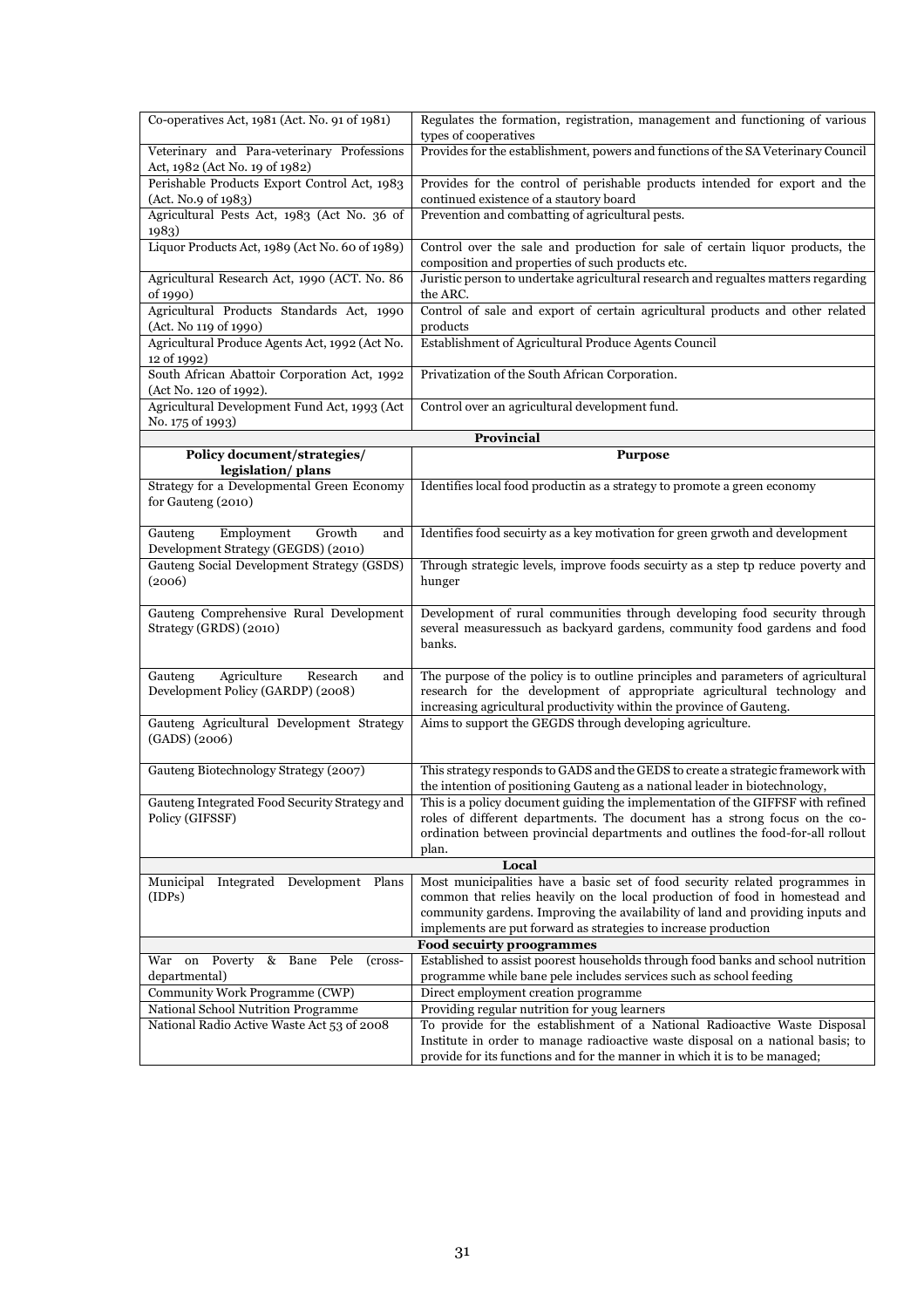| | |
|---|---|
| Co-operatives Act, 1981 (Act. No. 91 of 1981) | Regulates the formation, registration, management and functioning of various types of cooperatives |
| Veterinary and Para-veterinary Professions Act, 1982 (Act No. 19 of 1982) | Provides for the establishment, powers and functions of the SA Veterinary Council |
| Perishable Products Export Control Act, 1983 (Act. No.9 of 1983) | Provides for the control of perishable products intended for export and the continued existence of a stautory board |
| Agricultural Pests Act, 1983 (Act No. 36 of 1983) | Prevention and combatting of agricultural pests. |
| Liquor Products Act, 1989 (Act No. 60 of 1989) | Control over the sale and production for sale of certain liquor products, the composition and properties of such products etc. |
| Agricultural Research Act, 1990 (ACT. No. 86 of 1990) | Juristic person to undertake agricultural research and regualtes matters regarding the ARC. |
| Agricultural Products Standards Act, 1990 (Act. No 119 of 1990) | Control of sale and export of certain agricultural products and other related products |
| Agricultural Produce Agents Act, 1992 (Act No. 12 of 1992) | Establishment of Agricultural Produce Agents Council |
| South African Abattoir Corporation Act, 1992 (Act No. 120 of 1992). | Privatization of the South African Corporation. |
| Agricultural Development Fund Act, 1993 (Act No. 175 of 1993) | Control over an agricultural development fund. |
| **Provincial** | |
| **Policy document/strategies/ legislation/ plans** | **Purpose** |
| Strategy for a Developmental Green Economy for Gauteng (2010) | Identifies local food productin as a strategy to promote a green economy |
| Gauteng Employment Growth and Development Strategy (GEGDS) (2010) | Identifies food secuirty as a key motivation for green grwoth and development |
| Gauteng Social Development Strategy (GSDS) (2006) | Through strategic levels, improve foods secuirty as a step tp reduce poverty and hunger |
| Gauteng Comprehensive Rural Development Strategy (GRDS) (2010) | Development of rural communities through developing food security through several measuressuch as backyard gardens, community food gardens and food banks. |
| Gauteng Agriculture Research and Development Policy (GARDP) (2008) | The purpose of the policy is to outline principles and parameters of agricultural research for the development of appropriate agricultural technology and increasing agricultural productivity within the province of Gauteng. |
| Gauteng Agricultural Development Strategy (GADS) (2006) | Aims to support the GEGDS through developing agriculture. |
| Gauteng Biotechnology Strategy (2007) | This strategy responds to GADS and the GEDS to create a strategic framework with the intention of positioning Gauteng as a national leader in biotechnology, |
| Gauteng Integrated Food Security Strategy and Policy (GIFSSF) | This is a policy document guiding the implementation of the GIFFSF with refined roles of different departments. The document has a strong focus on the co-ordination between provincial departments and outlines the food-for-all rollout plan. |
| **Local** | |
| Municipal Integrated Development Plans (IDPs) | Most municipalities have a basic set of food security related programmes in common that relies heavily on the local production of food in homestead and community gardens. Improving the availability of land and providing inputs and implements are put forward as strategies to increase production |
| **Food secuirty proogrammes** | |
| War on Poverty & Bane Pele (cross-departmental) | Established to assist poorest households through food banks and school nutrition programme while bane pele includes services such as school feeding |
| Community Work Programme (CWP) | Direct employment creation programme |
| National School Nutrition Programme | Providing regular nutrition for youg learners |
| National Radio Active Waste Act 53 of 2008 | To provide for the establishment of a National Radioactive Waste Disposal Institute in order to manage radioactive waste disposal on a national basis; to provide for its functions and for the manner in which it is to be managed; |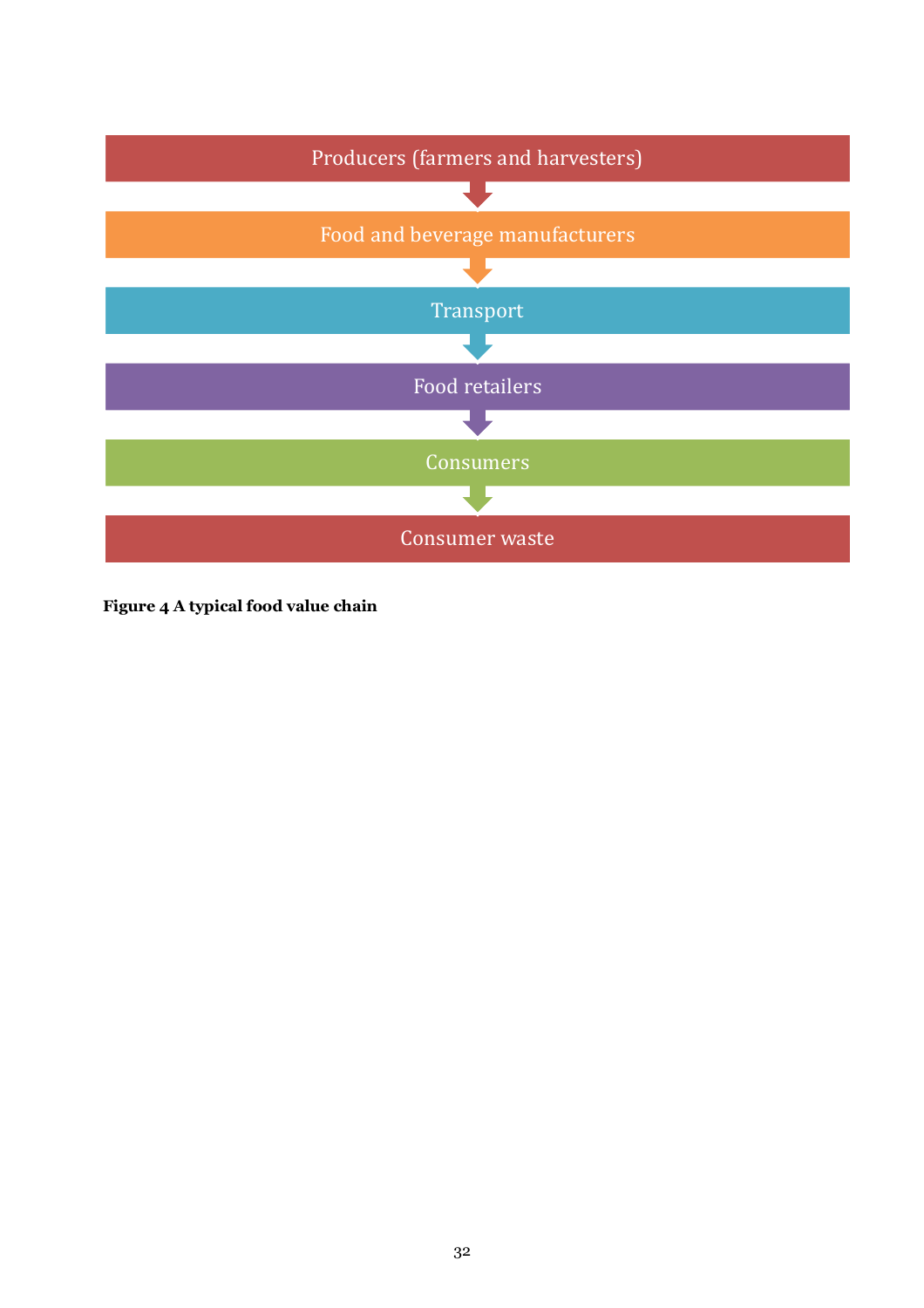Producers (farmers and harvesters)

↓

Food and beverage manufacturers

↓

Transport

↓

Food retailers

↓

Consumers

↓

Consumer waste

**Figure 4 A typical food value chain**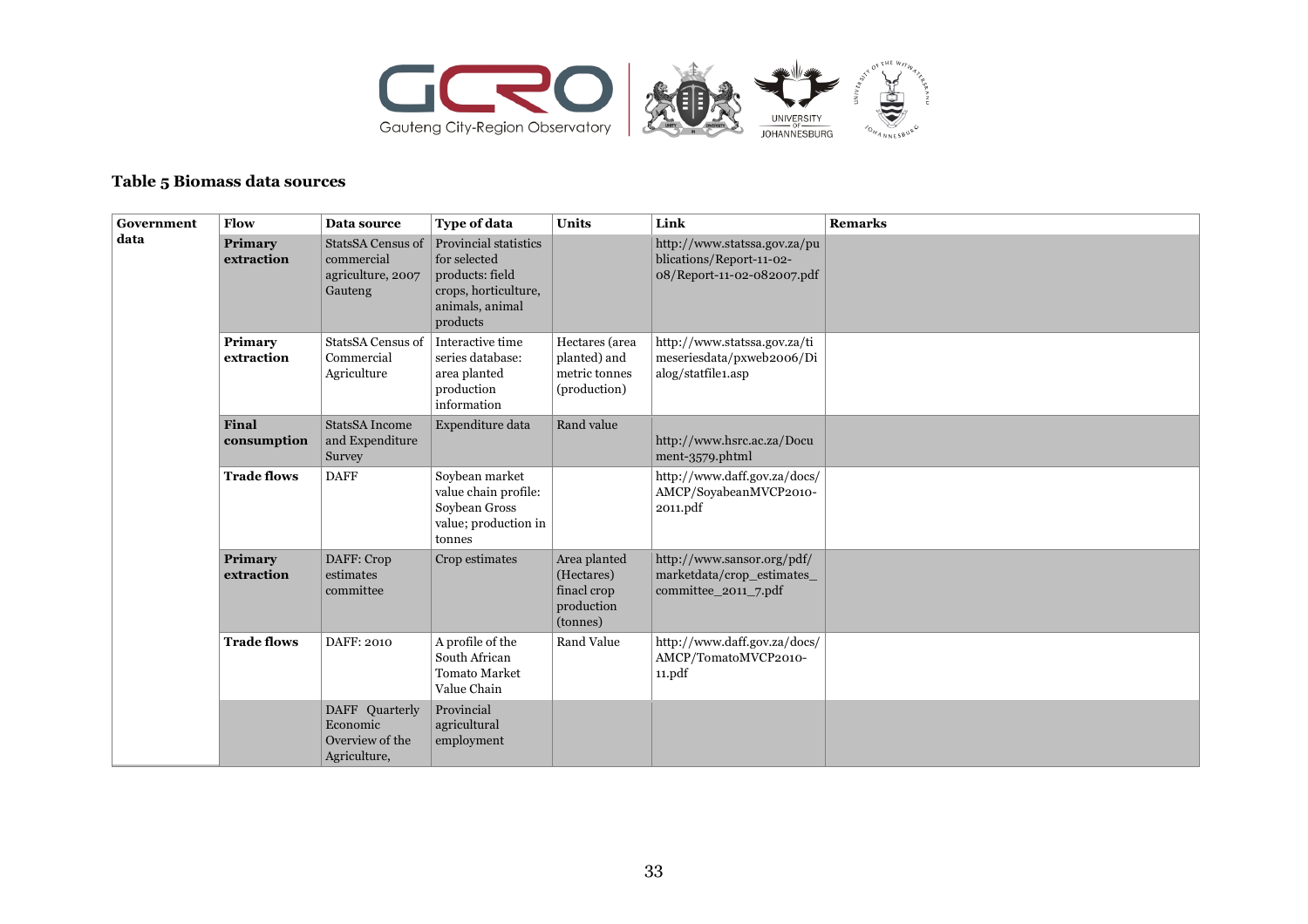### Table 5 Biomass data sources

| Government data | Flow | Data source | Type of data | Units | Link | Remarks |
|---|---|---|---|---|---|---|
| | **Primary extraction** | StatsSA Census of commercial agriculture, 2007 Gauteng | Provincial statistics for selected products: field crops, horticulture, animals, animal products | | http://www.statssa.gov.za/publications/Report-11-02-08/Report-11-02-082007.pdf | |
| | **Primary extraction** | StatsSA Census of Commercial Agriculture | Interactive time series database: area planted production information | Hectares (area planted) and metric tonnes (production) | http://www.statssa.gov.za/timeseriesdata/pxweb2006/Dialog/statfile1.asp | |
| | **Final consumption** | StatsSA Income and Expenditure Survey | Expenditure data | Rand value | http://www.hsrc.ac.za/Document-3579.phtml | |
| | **Trade flows** | DAFF | Soybean market value chain profile: Soybean Gross value; production in tonnes | | http://www.daff.gov.za/docs/AMCP/SoyabeanMVCP2010-2011.pdf | |
| | **Primary extraction** | DAFF: Crop estimates committee | Crop estimates | Area planted (Hectares) finacl crop production (tonnes) | http://www.sansor.org/pdf/marketdata/crop_estimates_committee_2011_7.pdf | |
| | **Trade flows** | DAFF: 2010 | A profile of the South African Tomato Market Value Chain | Rand Value | http://www.daff.gov.za/docs/AMCP/TomatoMVCP2010-11.pdf | |
| | | DAFF Quarterly Economic Overview of the Agriculture, | Provincial agricultural employment | | | |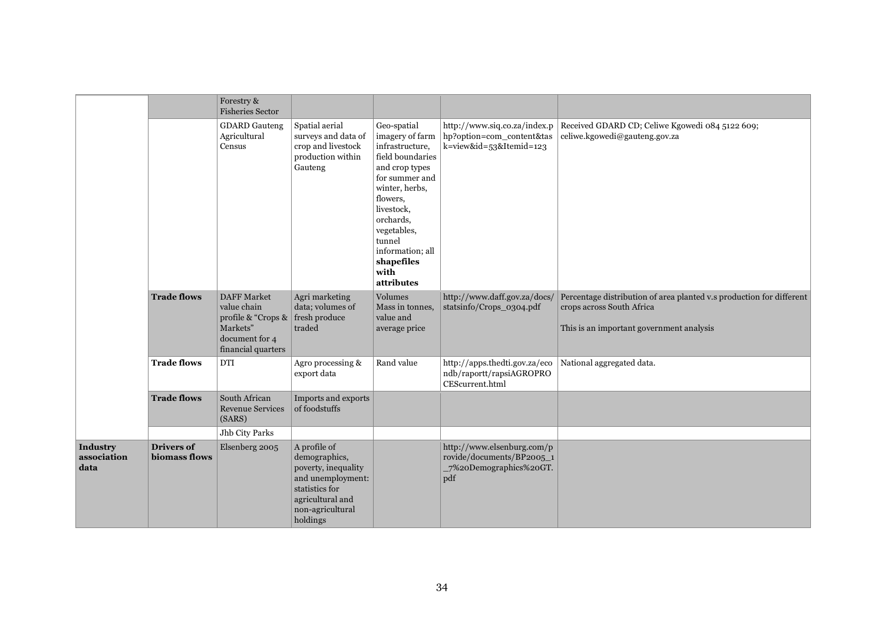| | | | | | | |
|---|---|---|---|---|---|---|
| | | Forestry & Fisheries Sector | | | | |
| | | GDARD Gauteng Agricultural Census | Spatial aerial surveys and data of crop and livestock production within Gauteng | Geo-spatial imagery of farm infrastructure, field boundaries and crop types for summer and winter, herbs, flowers, livestock, orchards, vegetables, tunnel information; all **shapefiles with attributes** | http://www.siq.co.za/index.php?option=com_content&task=view&id=53&Itemid=123 | Received GDARD CD; Celiwe Kgowedi 084 5122 609; celiwe.kgowedi@gauteng.gov.za |
| | **Trade flows** | DAFF Market value chain profile & "Crops & Markets" document for 4 financial quarters | Agri marketing data; volumes of fresh produce traded | Volumes Mass in tonnes, value and average price | http://www.daff.gov.za/docs/statsinfo/Crops_0304.pdf | Percentage distribution of area planted v.s production for different crops across South Africa<br><br>This is an important government analysis |
| | **Trade flows** | DTI | Agro processing & export data | Rand value | http://apps.thedti.gov.za/econdb/raportt/rapsiAGROPROCEScurrent.html | National aggregated data. |
| | **Trade flows** | South African Revenue Services (SARS) | Imports and exports of foodstuffs | | | |
| | | Jhb City Parks | | | | |
| **Industry association data** | **Drivers of biomass flows** | Elsenberg 2005 | A profile of demographics, poverty, inequality and unemployment: statistics for agricultural and non-agricultural holdings | | http://www.elsenburg.com/provide/documents/BP2005_1_7%20Demographics%20GT.pdf | |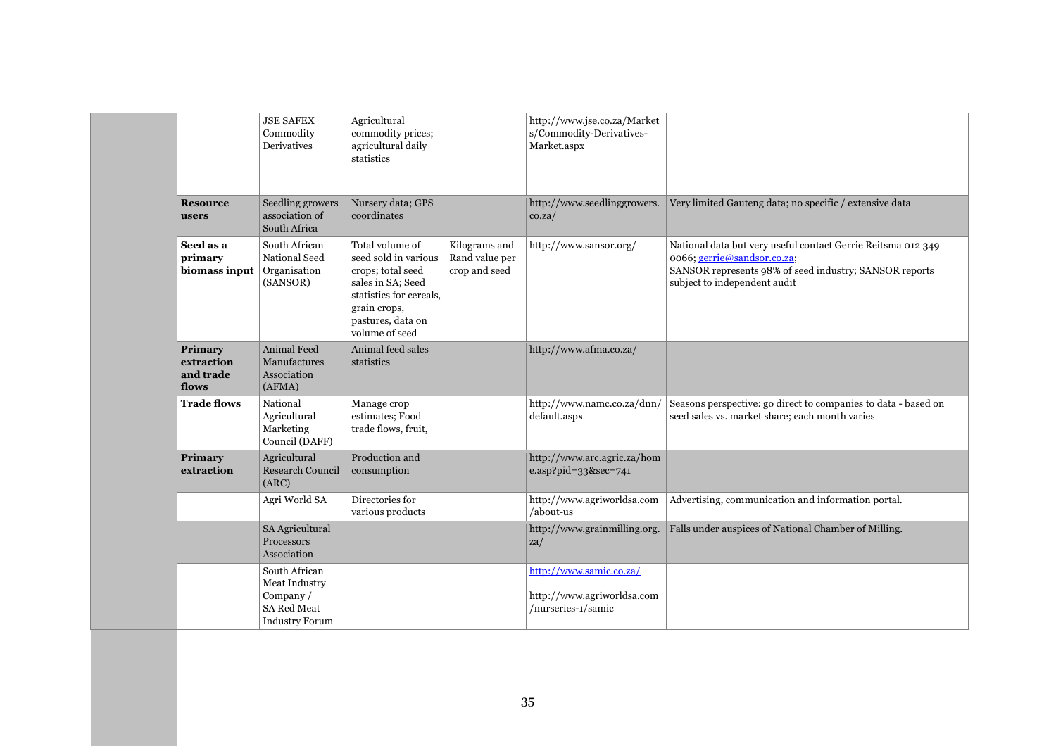| | | | | | |
|---|---|---|---|---|---|
| | JSE SAFEX Commodity Derivatives | Agricultural commodity prices; agricultural daily statistics | | http://www.jse.co.za/Markets/Commodity-Derivatives-Market.aspx | |
| **Resource users** | Seedling growers association of South Africa | Nursery data; GPS coordinates | | http://www.seedlinggrowers.co.za/ | Very limited Gauteng data; no specific / extensive data |
| **Seed as a primary biomass input** | South African National Seed Organisation (SANSOR) | Total volume of seed sold in various crops; total seed sales in SA; Seed statistics for cereals, grain crops, pastures, data on volume of seed | Kilograms and Rand value per crop and seed | http://www.sansor.org/ | National data but very useful contact Gerrie Reitsma 012 349 0066; gerrie@sandsor.co.za; SANSOR represents 98% of seed industry; SANSOR reports subject to independent audit |
| **Primary extraction and trade flows** | Animal Feed Manufactures Association (AFMA) | Animal feed sales statistics | | http://www.afma.co.za/ | |
| **Trade flows** | National Agricultural Marketing Council (DAFF) | Manage crop estimates; Food trade flows, fruit, | | http://www.namc.co.za/dnn/default.aspx | Seasons perspective: go direct to companies to data - based on seed sales vs. market share; each month varies |
| **Primary extraction** | Agricultural Research Council (ARC) | Production and consumption | | http://www.arc.agric.za/home.asp?pid=33&sec=741 | |
| | Agri World SA | Directories for various products | | http://www.agriworldsa.com/about-us | Advertising, communication and information portal. |
| | SA Agricultural Processors Association | | | http://www.grainmilling.org.za/ | Falls under auspices of National Chamber of Milling. |
| | South African Meat Industry Company / SA Red Meat Industry Forum | | | http://www.samic.co.za/ <br><br> http://www.agriworldsa.com/nurseries-1/samic | |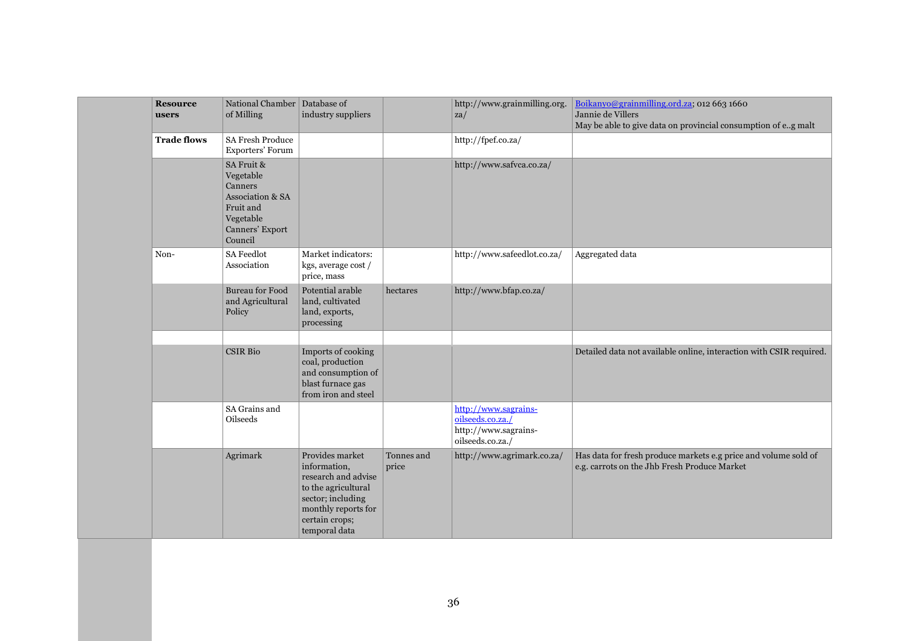| | | | | | | |
|---|---|---|---|---|---|---|
| | **Resource users** | National Chamber of Milling | Database of industry suppliers | | http://www.grainmilling.org.za/ | Boikanyo@grainmilling.ord.za; 012 663 1660<br>Jannie de Villers<br>May be able to give data on provincial consumption of e..g malt |
| | **Trade flows** | SA Fresh Produce Exporters' Forum | | | http://fpef.co.za/ | |
| | | SA Fruit & Vegetable Canners Association & SA Fruit and Vegetable Canners' Export Council | | | http://www.safvca.co.za/ | |
| | Non- | SA Feedlot Association | Market indicators: kgs, average cost / price, mass | | http://www.safeedlot.co.za/ | Aggregated data |
| | | Bureau for Food and Agricultural Policy | Potential arable land, cultivated land, exports, processing | hectares | http://www.bfap.co.za/ | |
| | | | | | | |
| | | CSIR Bio | Imports of cooking coal, production and consumption of blast furnace gas from iron and steel | | | Detailed data not available online, interaction with CSIR required. |
| | | SA Grains and Oilseeds | | | http://www.sagrains-oilseeds.co.za./<br>http://www.sagrains-oilseeds.co.za./ | |
| | | Agrimark | Provides market information, research and advise to the agricultural sector; including monthly reports for certain crops; temporal data | Tonnes and price | http://www.agrimark.co.za/ | Has data for fresh produce markets e.g price and volume sold of e.g. carrots on the Jhb Fresh Produce Market |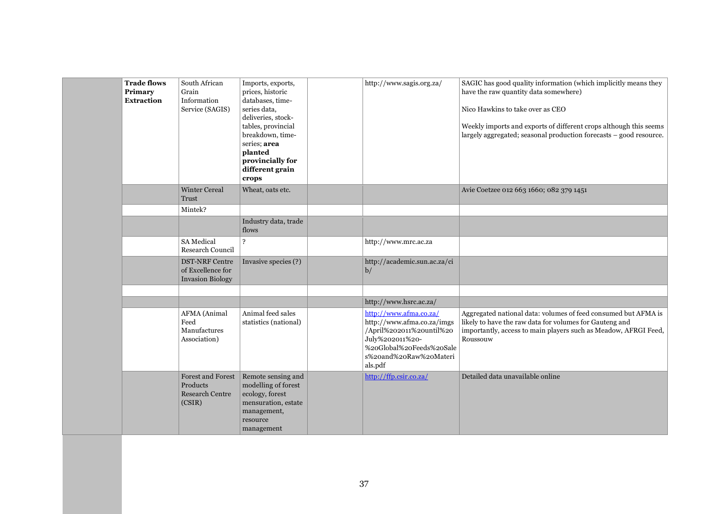| | | | | | | |
|---|---|---|---|---|---|---|
| | **Trade flows Primary Extraction** | South African Grain Information Service (SAGIS) | Imports, exports, prices, historic databases, time-series data, deliveries, stock-tables, provincial breakdown, time-series; **area planted provincially for different grain crops** | | http://www.sagis.org.za/ | SAGIC has good quality information (which implicitly means they have the raw quantity data somewhere)<br><br>Nico Hawkins to take over as CEO<br><br>Weekly imports and exports of different crops although this seems largely aggregated; seasonal production forecasts – good resource. |
| | | Winter Cereal Trust | Wheat, oats etc. | | | Avie Coetzee 012 663 1660; 082 379 1451 |
| | | Mintek? | | | | |
| | | | Industry data, trade flows | | | |
| | | SA Medical Research Council | ? | | http://www.mrc.ac.za | |
| | | DST-NRF Centre of Excellence for Invasion Biology | Invasive species (?) | | http://academic.sun.ac.za/cib/ | |
| | | | | | | |
| | | | | | http://www.hsrc.ac.za/ | |
| | | AFMA (Animal Feed Manufactures Association) | Animal feed sales statistics (national) | | http://www.afma.co.za/<br>http://www.afma.co.za/imgs/April%202011%20until%20July%202011%20-%20Global%20Feeds%20Sales%20and%20Raw%20Materials.pdf | Aggregated national data: volumes of feed consumed but AFMA is likely to have the raw data for volumes for Gauteng and importantly, access to main players such as Meadow, AFRGI Feed, Roussouw |
| | | Forest and Forest Products Research Centre (CSIR) | Remote sensing and modelling of forest ecology, forest mensuration, estate management, resource management | | http://ffp.csir.co.za/ | Detailed data unavailable online |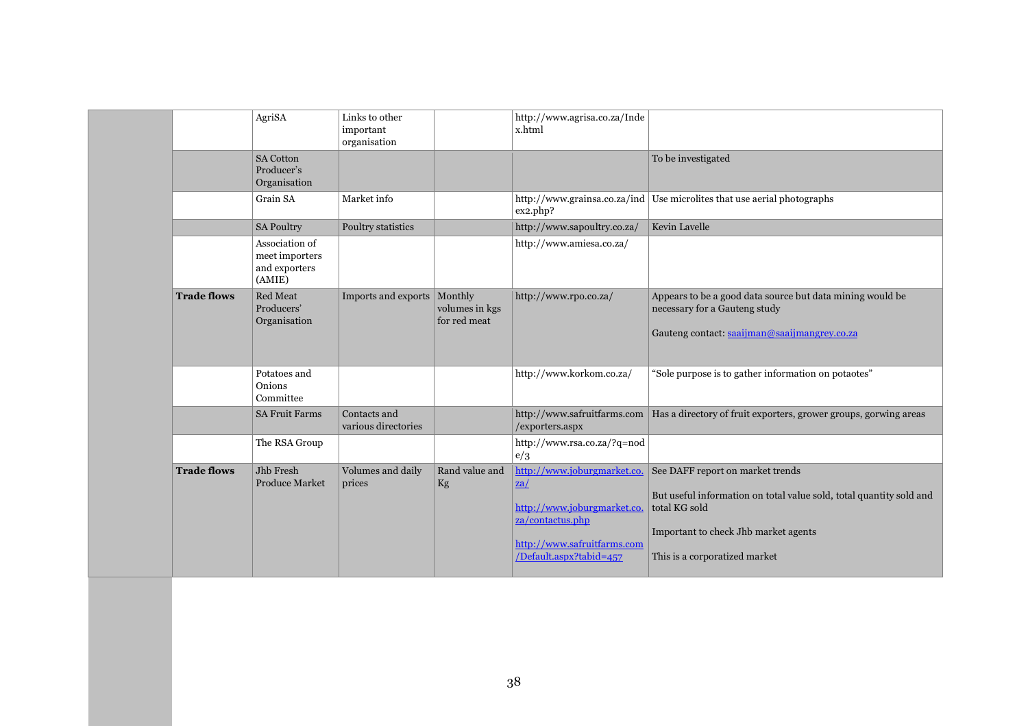| | | | | | |
|---|---|---|---|---|---|
| | AgriSA | Links to other important organisation | | http://www.agrisa.co.za/Index.html | |
| | SA Cotton Producer's Organisation | | | | To be investigated |
| | Grain SA | Market info | | http://www.grainsa.co.za/index2.php? | Use microlites that use aerial photographs |
| | SA Poultry | Poultry statistics | | http://www.sapoultry.co.za/ | Kevin Lavelle |
| | Association of meet importers and exporters (AMIE) | | | http://www.amiesa.co.za/ | |
| **Trade flows** | Red Meat Producers' Organisation | Imports and exports | Monthly volumes in kgs for red meat | http://www.rpo.co.za/ | Appears to be a good data source but data mining would be necessary for a Gauteng study<br><br>Gauteng contact: saaijman@saaijmangrey.co.za |
| | Potatoes and Onions Committee | | | http://www.korkom.co.za/ | "Sole purpose is to gather information on potaotes" |
| | SA Fruit Farms | Contacts and various directories | | http://www.safruitfarms.com/exporters.aspx | Has a directory of fruit exporters, grower groups, gorwing areas |
| | The RSA Group | | | http://www.rsa.co.za/?q=node/3 | |
| **Trade flows** | Jhb Fresh Produce Market | Volumes and daily prices | Rand value and Kg | http://www.joburgmarket.co.za/<br><br>http://www.joburgmarket.co.za/contactus.php<br><br>http://www.safruitfarms.com/Default.aspx?tabid=457 | See DAFF report on market trends<br><br>But useful information on total value sold, total quantity sold and total KG sold<br><br>Important to check Jhb market agents<br><br>This is a corporatized market |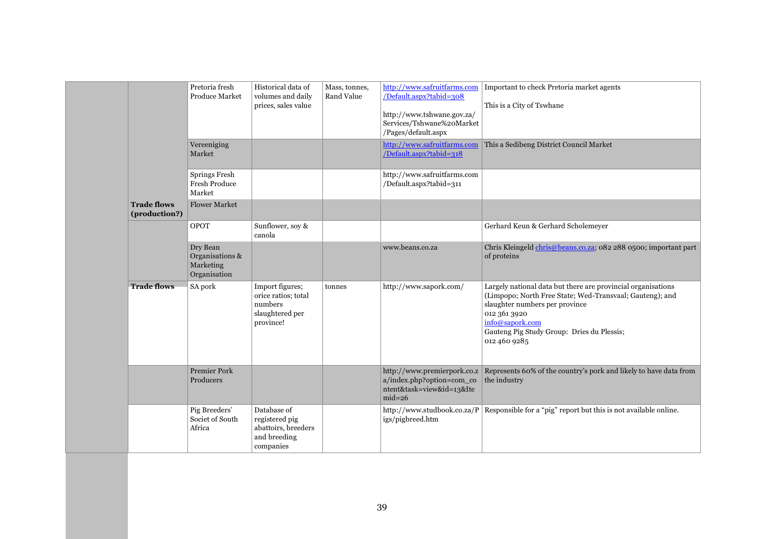| | | | | | | |
|---|---|---|---|---|---|---|
| | | Pretoria fresh Produce Market | Historical data of volumes and daily prices, sales value | Mass, tonnes, Rand Value | http://www.safruitfarms.com/Default.aspx?tabid=308<br><br>http://www.tshwane.gov.za/Services/Tshwane%20Market/Pages/default.aspx | Important to check Pretoria market agents<br><br>This is a City of Tswhane |
| | | Vereeniging Market | | | http://www.safruitfarms.com/Default.aspx?tabid=318 | This a Sedibeng District Council Market |
| | | Springs Fresh Fresh Produce Market | | | http://www.safruitfarms.com/Default.aspx?tabid=311 | |
| | **Trade flows (production?)** | Flower Market | | | | |
| | | OPOT | Sunflower, soy & canola | | | Gerhard Keun & Gerhard Scholemeyer |
| | | Dry Bean Organisations & Marketing Organisation | | | www.beans.co.za | Chris Kleingeld chris@beans.co.za; 082 288 0500; important part of proteins |
| | **Trade flows** | SA pork | Import figures; orice ratios; total numbers slaughtered per province! | tonnes | http://www.sapork.com/ | Largely national data but there are provincial organisations (Limpopo; North Free State; Wed-Transvaal; Gauteng); and slaughter numbers per province<br>012 361 3920<br>info@sapork.com<br>Gauteng Pig Study Group: Dries du Plessis;<br>012 460 9285 |
| | | Premier Pork Producers | | | http://www.premierpork.co.za/index.php?option=com_content&task=view&id=13&Itemid=26 | Represents 60% of the country's pork and likely to have data from the industry |
| | | Pig Breeders' Societ of South Africa | Database of registered pig abattoirs, breeders and breeding companies | | http://www.studbook.co.za/Pigs/pigbreed.htm | Responsible for a "pig" report but this is not available online. |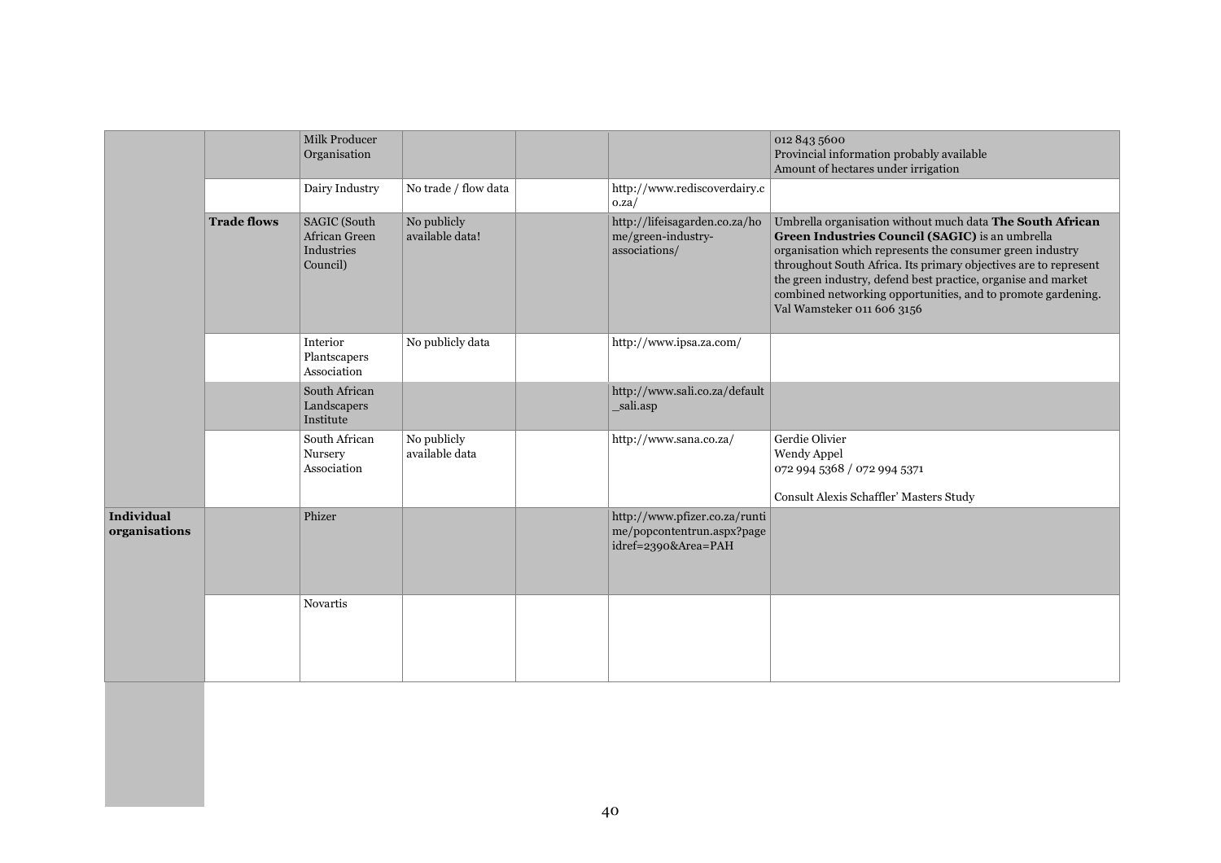| | | | | | | |
|---|---|---|---|---|---|---|
| | | Milk Producer Organisation | | | | 012 843 5600<br>Provincial information probably available<br>Amount of hectares under irrigation |
| | | Dairy Industry | No trade / flow data | | http://www.rediscoverdairy.co.za/ | |
| | **Trade flows** | SAGIC (South African Green Industries Council) | No publicly available data! | | http://lifeisagarden.co.za/home/green-industry-associations/ | Umbrella organisation without much data **The South African Green Industries Council (SAGIC)** is an umbrella organisation which represents the consumer green industry throughout South Africa. Its primary objectives are to represent the green industry, defend best practice, organise and market combined networking opportunities, and to promote gardening. Val Wamsteker 011 606 3156 |
| | | Interior Plantscapers Association | No publicly data | | http://www.ipsa.za.com/ | |
| | | South African Landscapers Institute | | | http://www.sali.co.za/default_sali.asp | |
| | | South African Nursery Association | No publicly available data | | http://www.sana.co.za/ | Gerdie Olivier<br>Wendy Appel<br>072 994 5368 / 072 994 5371<br><br>Consult Alexis Schaffler' Masters Study |
| **Individual organisations** | | Phizer | | | http://www.pfizer.co.za/runtime/popcontentrun.aspx?pageidref=2390&Area=PAH | |
| | | Novartis | | | | |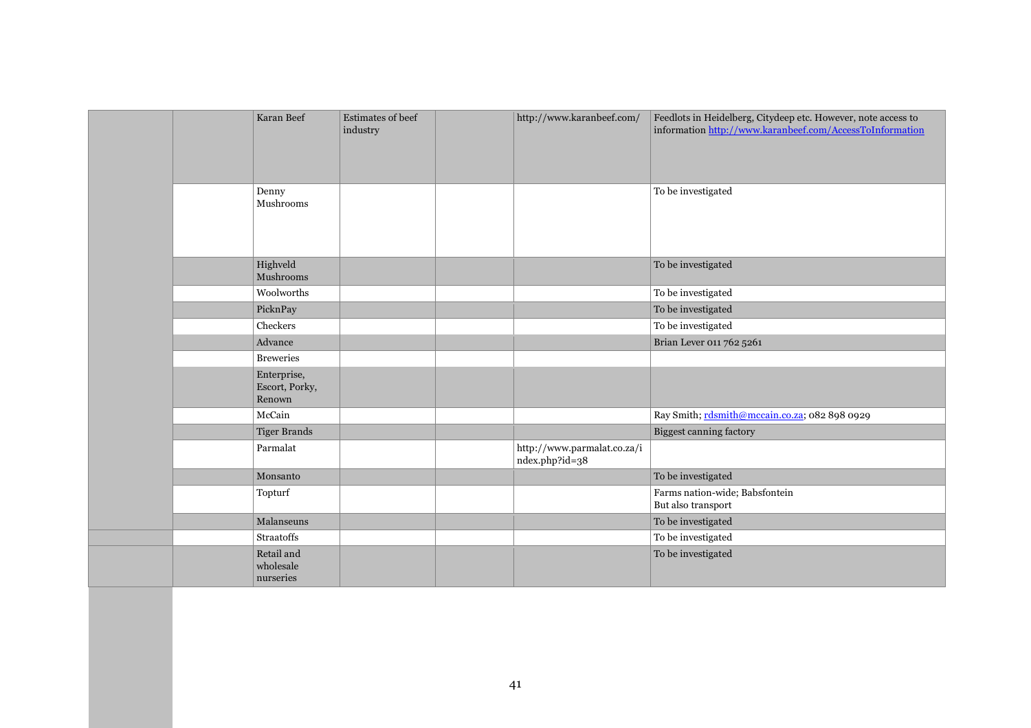| | | | | | | |
|---|---|---|---|---|---|---|
| | | Karan Beef | Estimates of beef industry | | http://www.karanbeef.com/ | Feedlots in Heidelberg, Citydeep etc. However, note access to information http://www.karanbeef.com/AccessToInformation |
| | | Denny Mushrooms | | | | To be investigated |
| | | Highveld Mushrooms | | | | To be investigated |
| | | Woolworths | | | | To be investigated |
| | | PicknPay | | | | To be investigated |
| | | Checkers | | | | To be investigated |
| | | Advance | | | | Brian Lever 011 762 5261 |
| | | Breweries | | | | |
| | | Enterprise, Escort, Porky, Renown | | | | |
| | | McCain | | | | Ray Smith; rdsmith@mccain.co.za; 082 898 0929 |
| | | Tiger Brands | | | | Biggest canning factory |
| | | Parmalat | | | http://www.parmalat.co.za/index.php?id=38 | |
| | | Monsanto | | | | To be investigated |
| | | Topturf | | | | Farms nation-wide; Babsfontein But also transport |
| | | Malanseuns | | | | To be investigated |
| | | Straatoffs | | | | To be investigated |
| | | Retail and wholesale nurseries | | | | To be investigated |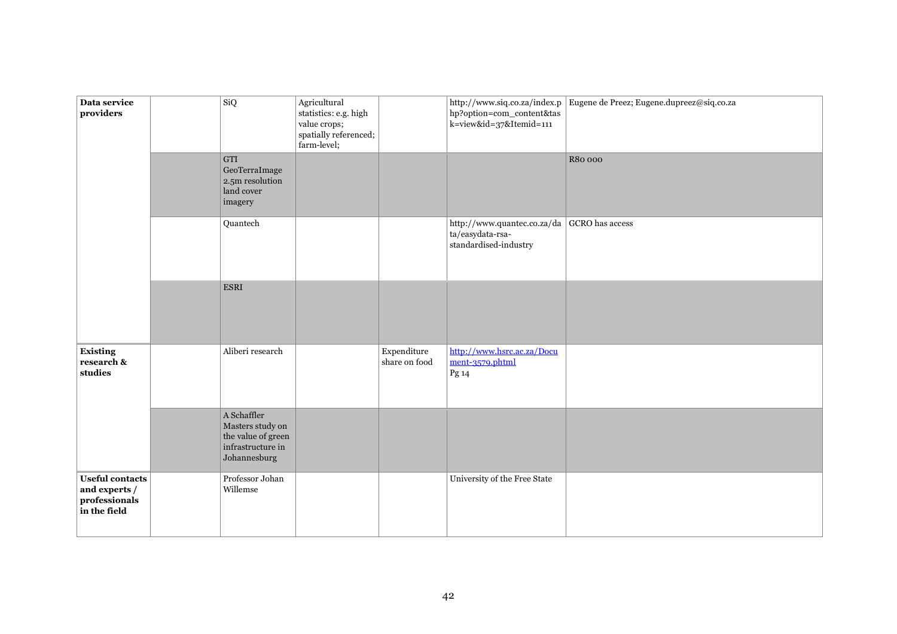| Data service providers | | SiQ | Agricultural statistics: e.g. high value crops; spatially referenced; farm-level; | | http://www.siq.co.za/index.php?option=com_content&task=view&id=37&Itemid=111 | Eugene de Preez; Eugene.dupreez@siq.co.za |
|---|---|---|---|---|---|---|
| | | GTI GeoTerraImage 2.5m resolution land cover imagery | | | | R80 000 |
| | | Quantech | | | http://www.quantec.co.za/data/easydata-rsa-standardised-industry | GCRO has access |
| | | ESRI | | | | |
| **Existing research & studies** | | Aliberi research | | Expenditure share on food | [http://www.hsrc.ac.za/Document-3579.phtml](http://www.hsrc.ac.za/Document-3579.phtml) Pg 14 | |
| | | A Schaffler Masters study on the value of green infrastructure in Johannesburg | | | | |
| **Useful contacts and experts / professionals in the field** | | Professor Johan Willemse | | | University of the Free State | |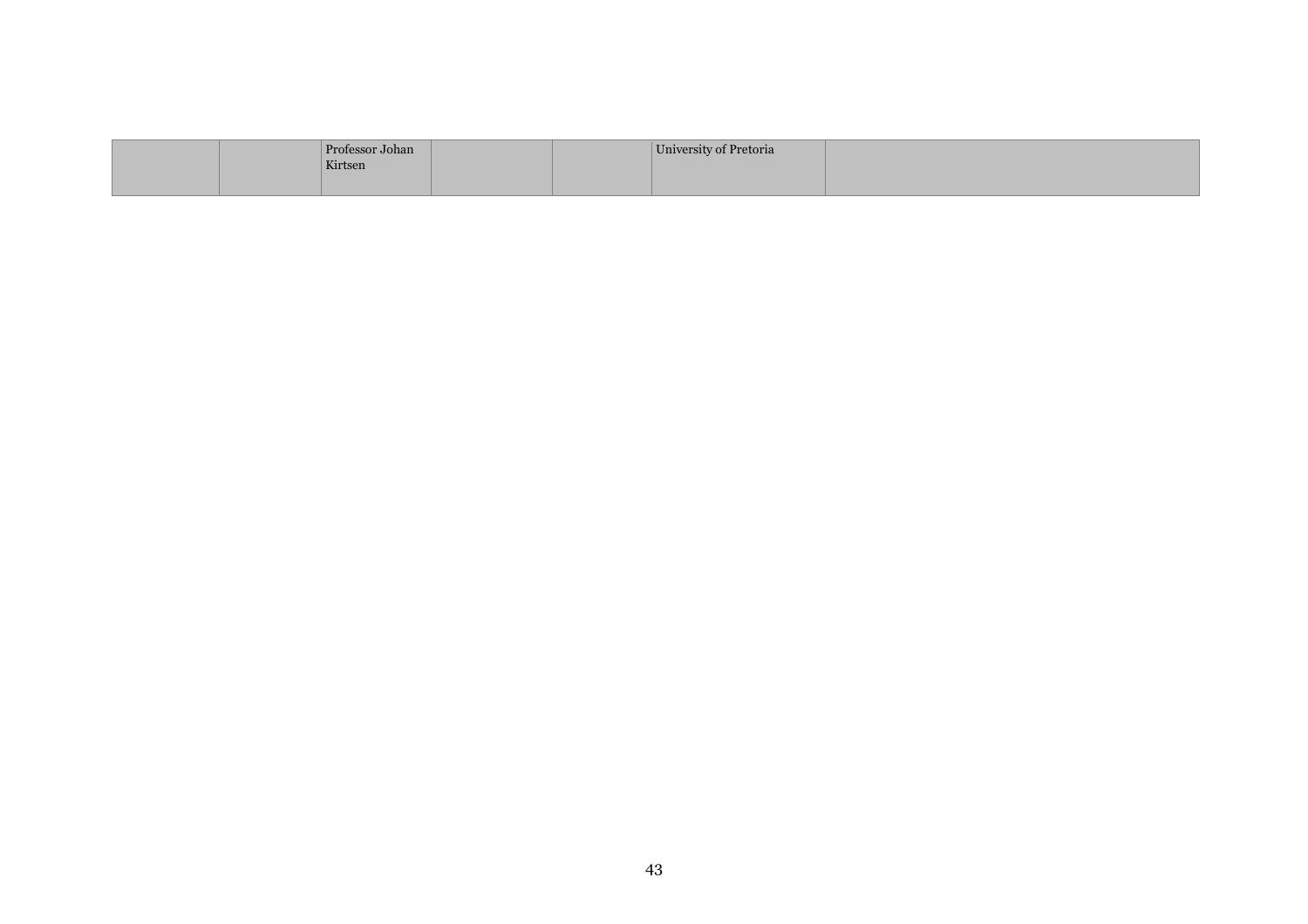| | | | | | | |
|---|---|---|---|---|---|---|
| | | Professor Johan Kirtsen | | | University of Pretoria | |